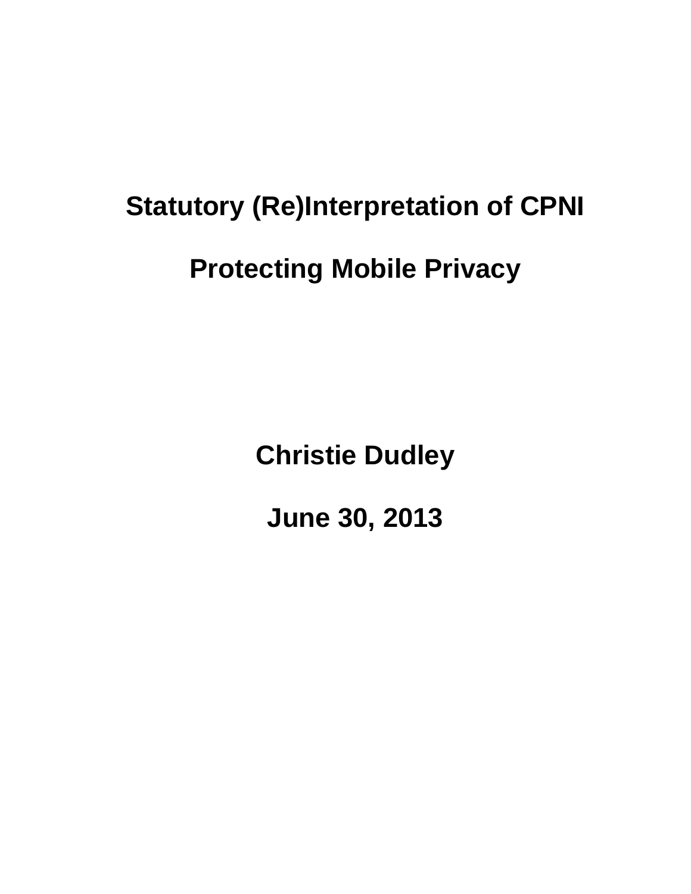# Statutory (Re)Interpretation of CPNI

# Protecting Mobile Privacy

**Christie Dudley**

**June 30, 2013**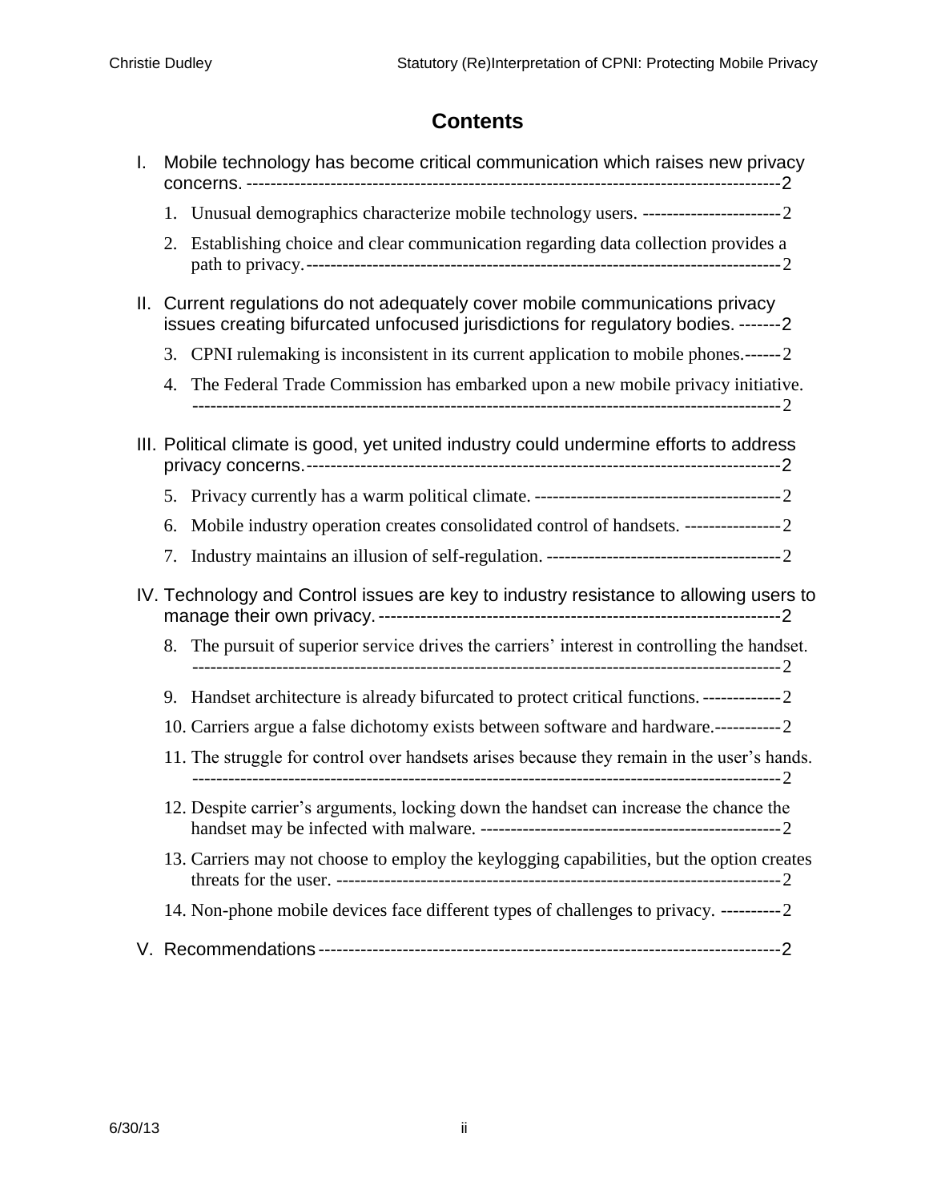# Contents

I. Mobile technology has become critical communication which raises new privacy concerns. ---------------------------------------------------------------------------------------2

1. Unusual demographics characterize mobile technology users. -----------------------2
2. Establishing choice and clear communication regarding data collection provides a path to privacy.-------------------------------------------------------------------------------2

II. Current regulations do not adequately cover mobile communications privacy issues creating bifurcated unfocused jurisdictions for regulatory bodies. -------2

3. CPNI rulemaking is inconsistent in its current application to mobile phones.------2
4. The Federal Trade Commission has embarked upon a new mobile privacy initiative. -----------------------------------------------------------------------------------------------2

III. Political climate is good, yet united industry could undermine efforts to address privacy concerns.-------------------------------------------------------------------------2

5. Privacy currently has a warm political climate. -----------------------------------------2
6. Mobile industry operation creates consolidated control of handsets. ----------------2
7. Industry maintains an illusion of self-regulation. ---------------------------------------2

IV. Technology and Control issues are key to industry resistance to allowing users to manage their own privacy.------------------------------------------------------------------2

8. The pursuit of superior service drives the carriers' interest in controlling the handset. -----------------------------------------------------------------------------------------------2
9. Handset architecture is already bifurcated to protect critical functions.-------------2
10. Carriers argue a false dichotomy exists between software and hardware.-----------2
11. The struggle for control over handsets arises because they remain in the user's hands. -----------------------------------------------------------------------------------------------2
12. Despite carrier's arguments, locking down the handset can increase the chance the handset may be infected with malware. --------------------------------------------------2
13. Carriers may not choose to employ the keylogging capabilities, but the option creates threats for the user. -------------------------------------------------------------------------2
14. Non-phone mobile devices face different types of challenges to privacy. ----------2

V. Recommendations-------------------------------------------------------------------------2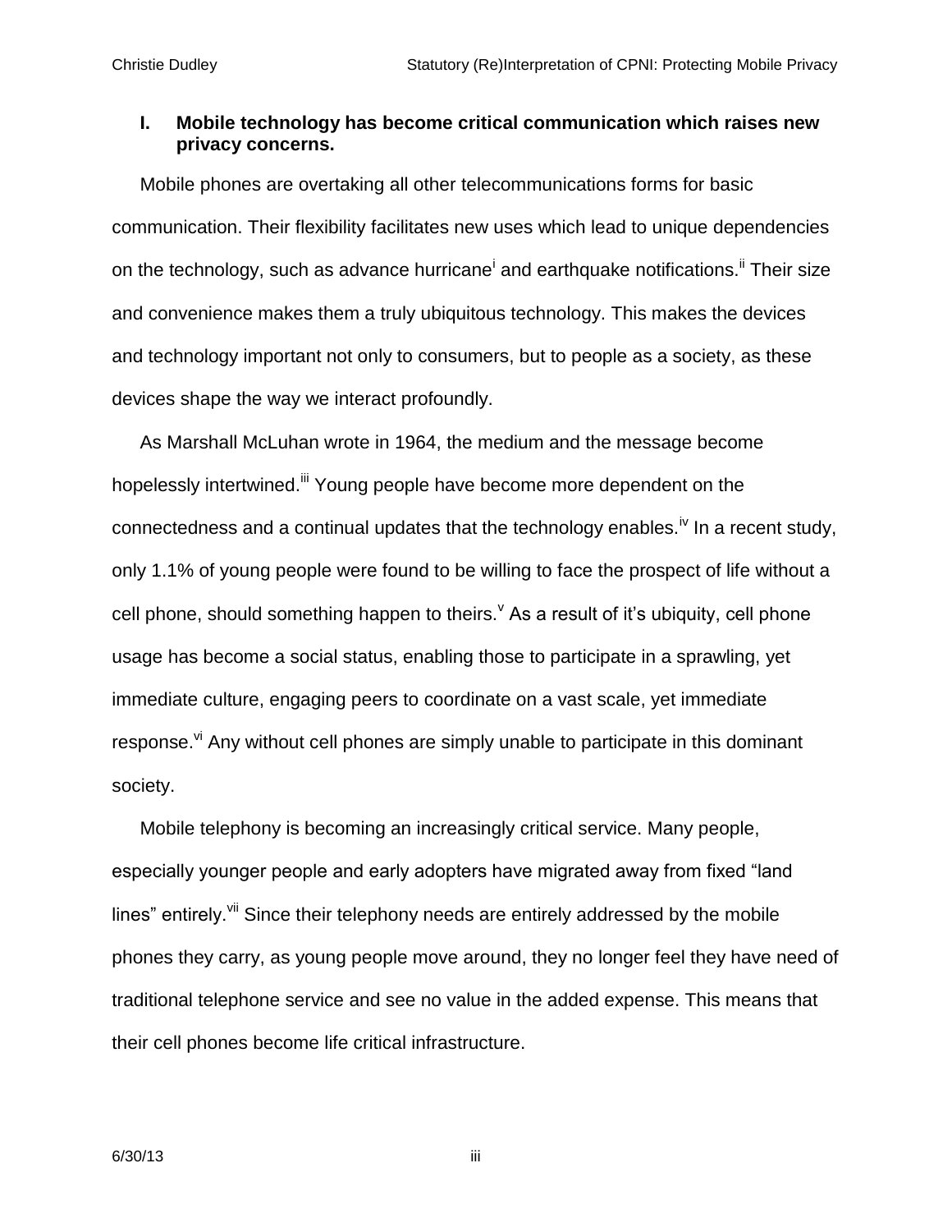## I. Mobile technology has become critical communication which raises new privacy concerns.

Mobile phones are overtaking all other telecommunications forms for basic communication. Their flexibility facilitates new uses which lead to unique dependencies on the technology, such as advance hurricane[i] and earthquake notifications.[ii] Their size and convenience makes them a truly ubiquitous technology. This makes the devices and technology important not only to consumers, but to people as a society, as these devices shape the way we interact profoundly.

As Marshall McLuhan wrote in 1964, the medium and the message become hopelessly intertwined.[iii] Young people have become more dependent on the connectedness and a continual updates that the technology enables.[iv] In a recent study, only 1.1% of young people were found to be willing to face the prospect of life without a cell phone, should something happen to theirs.[v] As a result of it's ubiquity, cell phone usage has become a social status, enabling those to participate in a sprawling, yet immediate culture, engaging peers to coordinate on a vast scale, yet immediate response.[vi] Any without cell phones are simply unable to participate in this dominant society.

Mobile telephony is becoming an increasingly critical service. Many people, especially younger people and early adopters have migrated away from fixed "land lines" entirely.[vii] Since their telephony needs are entirely addressed by the mobile phones they carry, as young people move around, they no longer feel they have need of traditional telephone service and see no value in the added expense. This means that their cell phones become life critical infrastructure.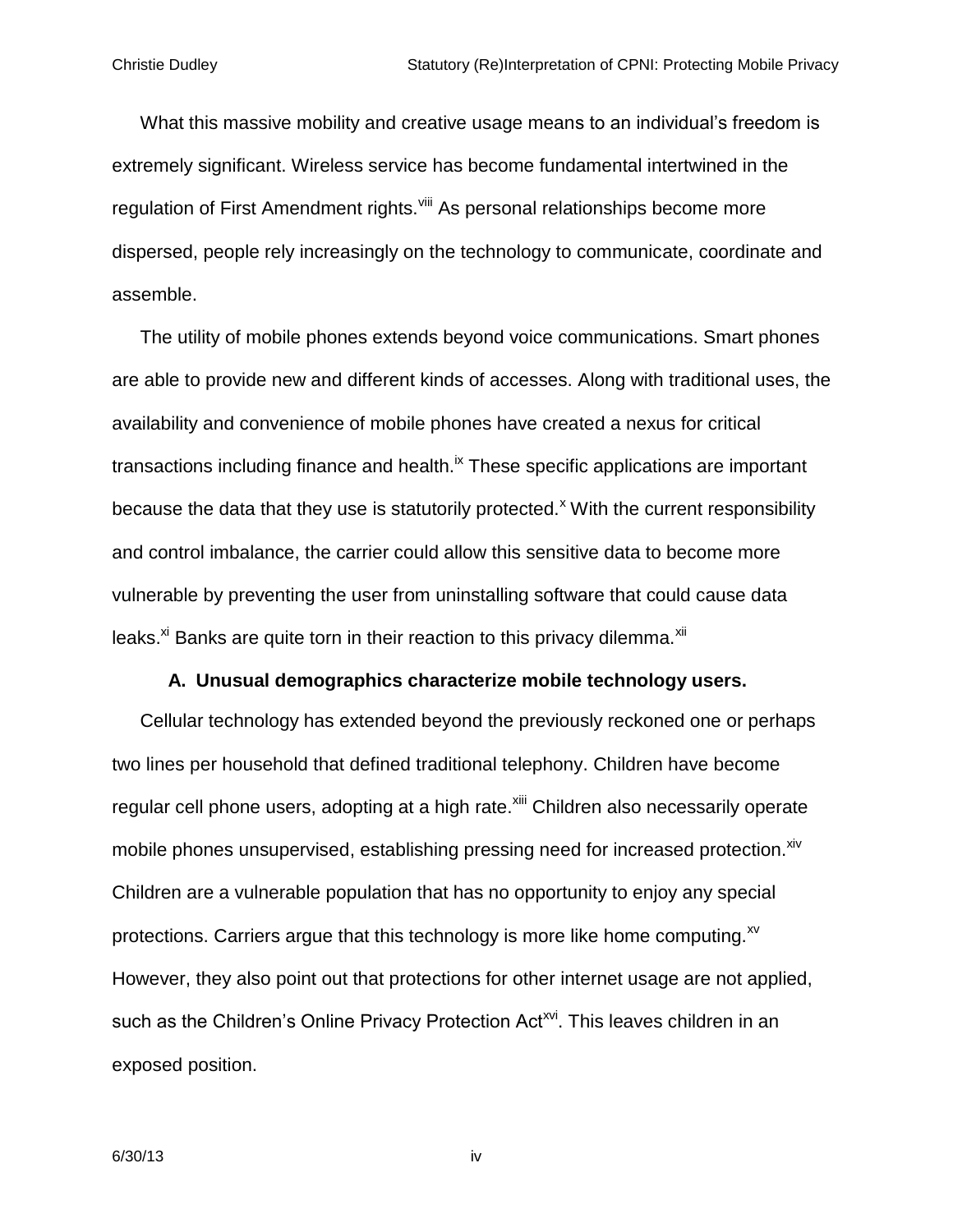What this massive mobility and creative usage means to an individual's freedom is extremely significant. Wireless service has become fundamental intertwined in the regulation of First Amendment rights.[viii] As personal relationships become more dispersed, people rely increasingly on the technology to communicate, coordinate and assemble.

The utility of mobile phones extends beyond voice communications. Smart phones are able to provide new and different kinds of accesses. Along with traditional uses, the availability and convenience of mobile phones have created a nexus for critical transactions including finance and health.[ix] These specific applications are important because the data that they use is statutorily protected.[x] With the current responsibility and control imbalance, the carrier could allow this sensitive data to become more vulnerable by preventing the user from uninstalling software that could cause data leaks.[xi] Banks are quite torn in their reaction to this privacy dilemma.[xii]

### A. Unusual demographics characterize mobile technology users.

Cellular technology has extended beyond the previously reckoned one or perhaps two lines per household that defined traditional telephony. Children have become regular cell phone users, adopting at a high rate.[xiii] Children also necessarily operate mobile phones unsupervised, establishing pressing need for increased protection.[xiv] Children are a vulnerable population that has no opportunity to enjoy any special protections. Carriers argue that this technology is more like home computing.[xv] However, they also point out that protections for other internet usage are not applied, such as the Children's Online Privacy Protection Act[xvi]. This leaves children in an exposed position.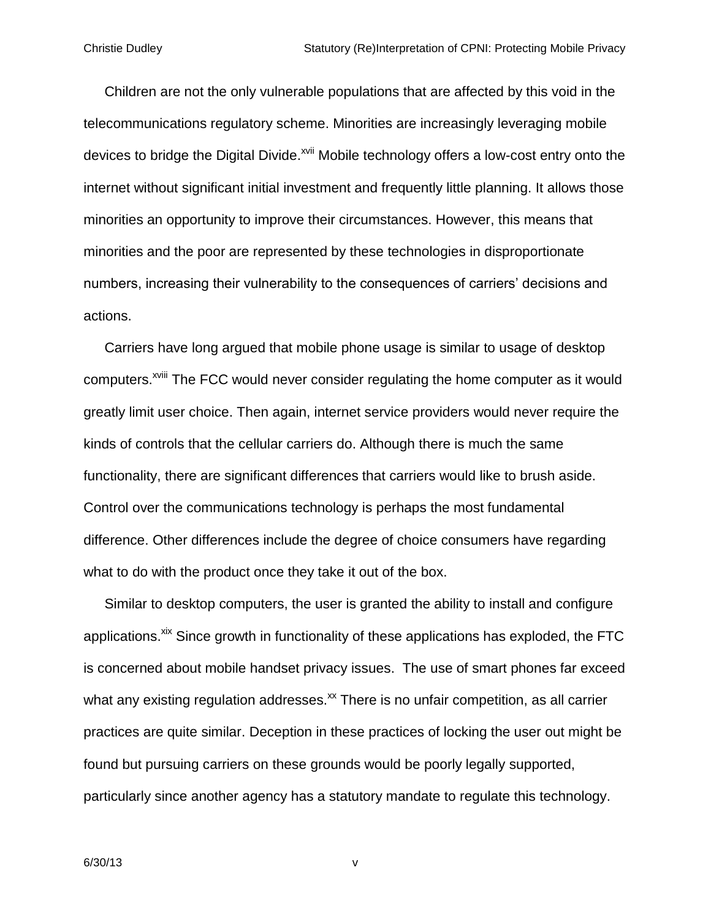Children are not the only vulnerable populations that are affected by this void in the telecommunications regulatory scheme. Minorities are increasingly leveraging mobile devices to bridge the Digital Divide.[xvii] Mobile technology offers a low-cost entry onto the internet without significant initial investment and frequently little planning. It allows those minorities an opportunity to improve their circumstances. However, this means that minorities and the poor are represented by these technologies in disproportionate numbers, increasing their vulnerability to the consequences of carriers' decisions and actions.

Carriers have long argued that mobile phone usage is similar to usage of desktop computers.[xviii] The FCC would never consider regulating the home computer as it would greatly limit user choice. Then again, internet service providers would never require the kinds of controls that the cellular carriers do. Although there is much the same functionality, there are significant differences that carriers would like to brush aside. Control over the communications technology is perhaps the most fundamental difference. Other differences include the degree of choice consumers have regarding what to do with the product once they take it out of the box.

Similar to desktop computers, the user is granted the ability to install and configure applications.[xix] Since growth in functionality of these applications has exploded, the FTC is concerned about mobile handset privacy issues. The use of smart phones far exceed what any existing regulation addresses.[xx] There is no unfair competition, as all carrier practices are quite similar. Deception in these practices of locking the user out might be found but pursuing carriers on these grounds would be poorly legally supported, particularly since another agency has a statutory mandate to regulate this technology.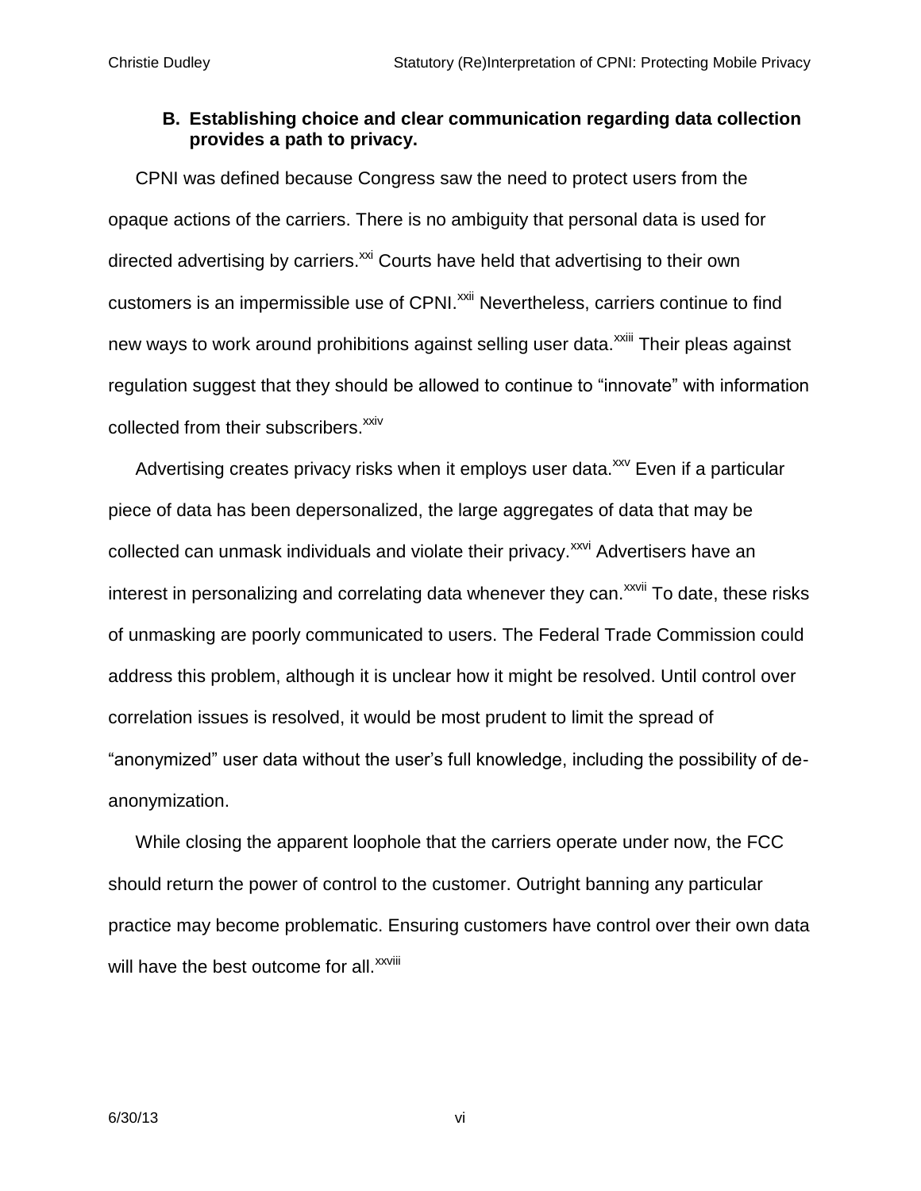### B. Establishing choice and clear communication regarding data collection provides a path to privacy.

CPNI was defined because Congress saw the need to protect users from the opaque actions of the carriers. There is no ambiguity that personal data is used for directed advertising by carriers.[xxi] Courts have held that advertising to their own customers is an impermissible use of CPNI.[xxii] Nevertheless, carriers continue to find new ways to work around prohibitions against selling user data.[xxiii] Their pleas against regulation suggest that they should be allowed to continue to "innovate" with information collected from their subscribers.[xxiv]

Advertising creates privacy risks when it employs user data.[xxv] Even if a particular piece of data has been depersonalized, the large aggregates of data that may be collected can unmask individuals and violate their privacy.[xxvi] Advertisers have an interest in personalizing and correlating data whenever they can.[xxvii] To date, these risks of unmasking are poorly communicated to users. The Federal Trade Commission could address this problem, although it is unclear how it might be resolved. Until control over correlation issues is resolved, it would be most prudent to limit the spread of "anonymized" user data without the user's full knowledge, including the possibility of de-anonymization.

While closing the apparent loophole that the carriers operate under now, the FCC should return the power of control to the customer. Outright banning any particular practice may become problematic. Ensuring customers have control over their own data will have the best outcome for all.[xxviii]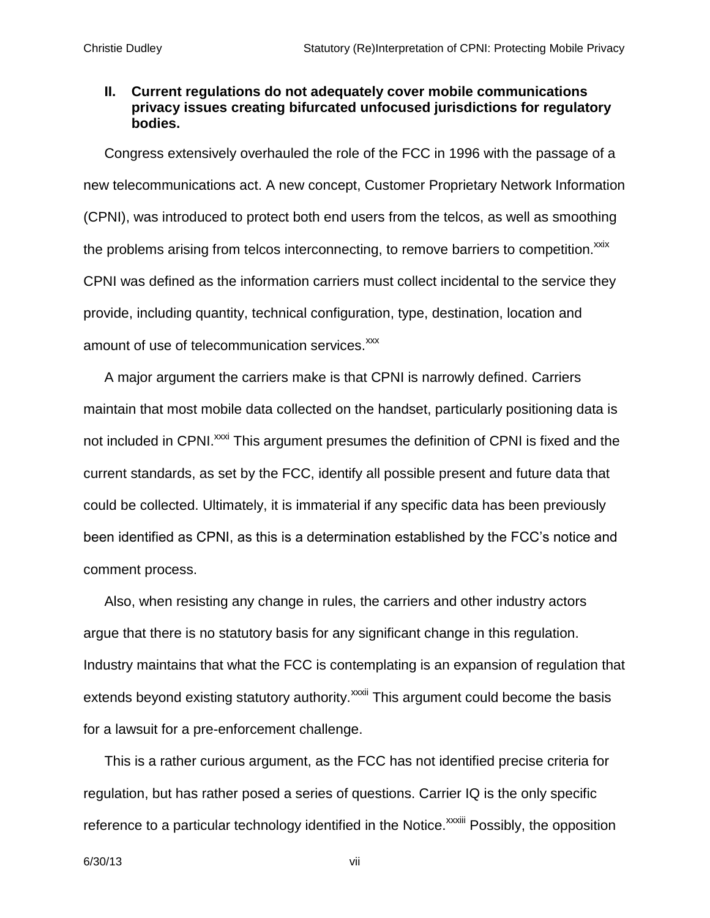## II. Current regulations do not adequately cover mobile communications privacy issues creating bifurcated unfocused jurisdictions for regulatory bodies.

Congress extensively overhauled the role of the FCC in 1996 with the passage of a new telecommunications act. A new concept, Customer Proprietary Network Information (CPNI), was introduced to protect both end users from the telcos, as well as smoothing the problems arising from telcos interconnecting, to remove barriers to competition.[xxix] CPNI was defined as the information carriers must collect incidental to the service they provide, including quantity, technical configuration, type, destination, location and amount of use of telecommunication services.[xxx]

A major argument the carriers make is that CPNI is narrowly defined. Carriers maintain that most mobile data collected on the handset, particularly positioning data is not included in CPNI.[xxxi] This argument presumes the definition of CPNI is fixed and the current standards, as set by the FCC, identify all possible present and future data that could be collected. Ultimately, it is immaterial if any specific data has been previously been identified as CPNI, as this is a determination established by the FCC's notice and comment process.

Also, when resisting any change in rules, the carriers and other industry actors argue that there is no statutory basis for any significant change in this regulation. Industry maintains that what the FCC is contemplating is an expansion of regulation that extends beyond existing statutory authority.[xxxii] This argument could become the basis for a lawsuit for a pre-enforcement challenge.

This is a rather curious argument, as the FCC has not identified precise criteria for regulation, but has rather posed a series of questions. Carrier IQ is the only specific reference to a particular technology identified in the Notice.[xxxiii] Possibly, the opposition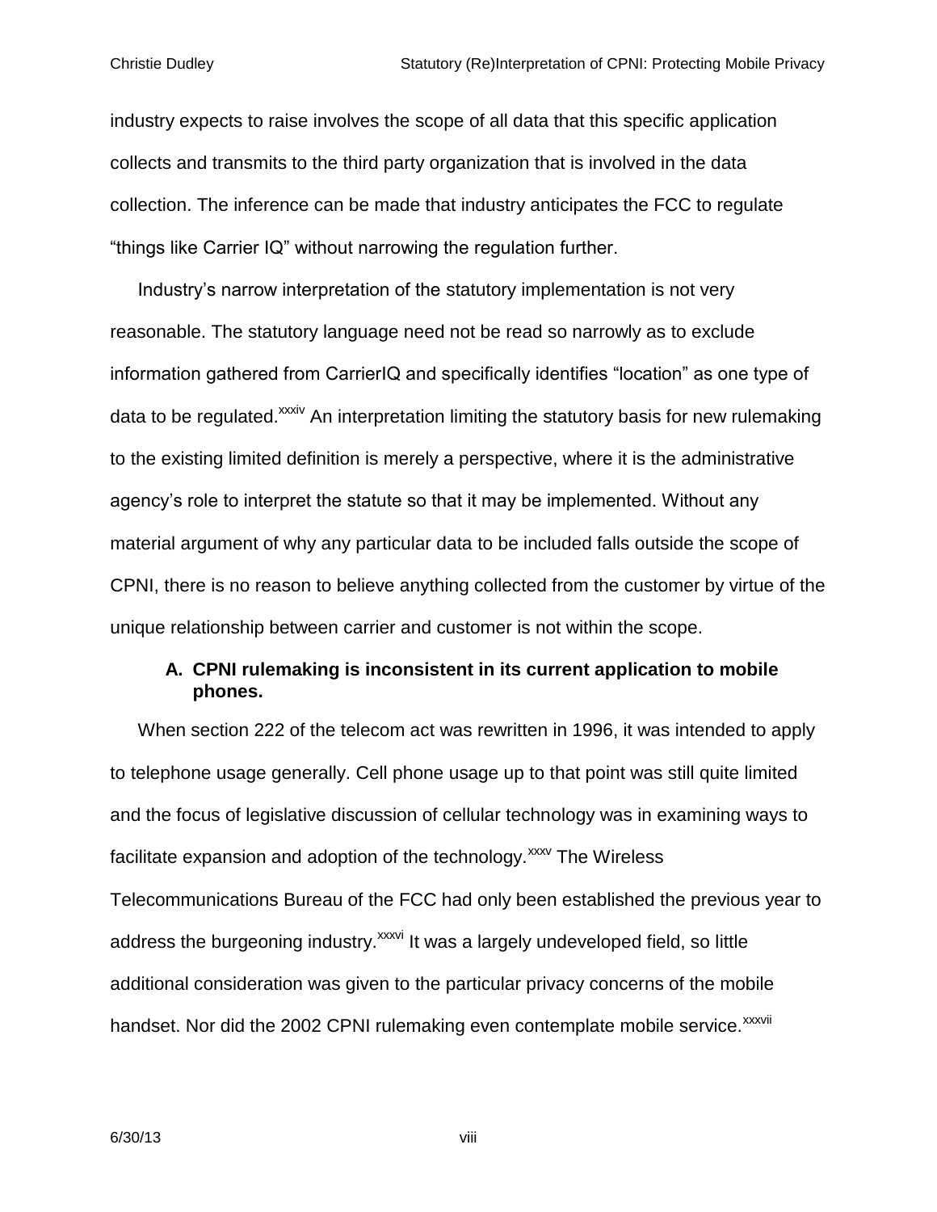industry expects to raise involves the scope of all data that this specific application collects and transmits to the third party organization that is involved in the data collection. The inference can be made that industry anticipates the FCC to regulate "things like Carrier IQ" without narrowing the regulation further.

Industry's narrow interpretation of the statutory implementation is not very reasonable. The statutory language need not be read so narrowly as to exclude information gathered from CarrierIQ and specifically identifies "location" as one type of data to be regulated.[xxxiv] An interpretation limiting the statutory basis for new rulemaking to the existing limited definition is merely a perspective, where it is the administrative agency's role to interpret the statute so that it may be implemented. Without any material argument of why any particular data to be included falls outside the scope of CPNI, there is no reason to believe anything collected from the customer by virtue of the unique relationship between carrier and customer is not within the scope.

### A. CPNI rulemaking is inconsistent in its current application to mobile phones.

When section 222 of the telecom act was rewritten in 1996, it was intended to apply to telephone usage generally. Cell phone usage up to that point was still quite limited and the focus of legislative discussion of cellular technology was in examining ways to facilitate expansion and adoption of the technology.[xxxv] The Wireless Telecommunications Bureau of the FCC had only been established the previous year to address the burgeoning industry.[xxxvi] It was a largely undeveloped field, so little additional consideration was given to the particular privacy concerns of the mobile handset. Nor did the 2002 CPNI rulemaking even contemplate mobile service.[xxxvii]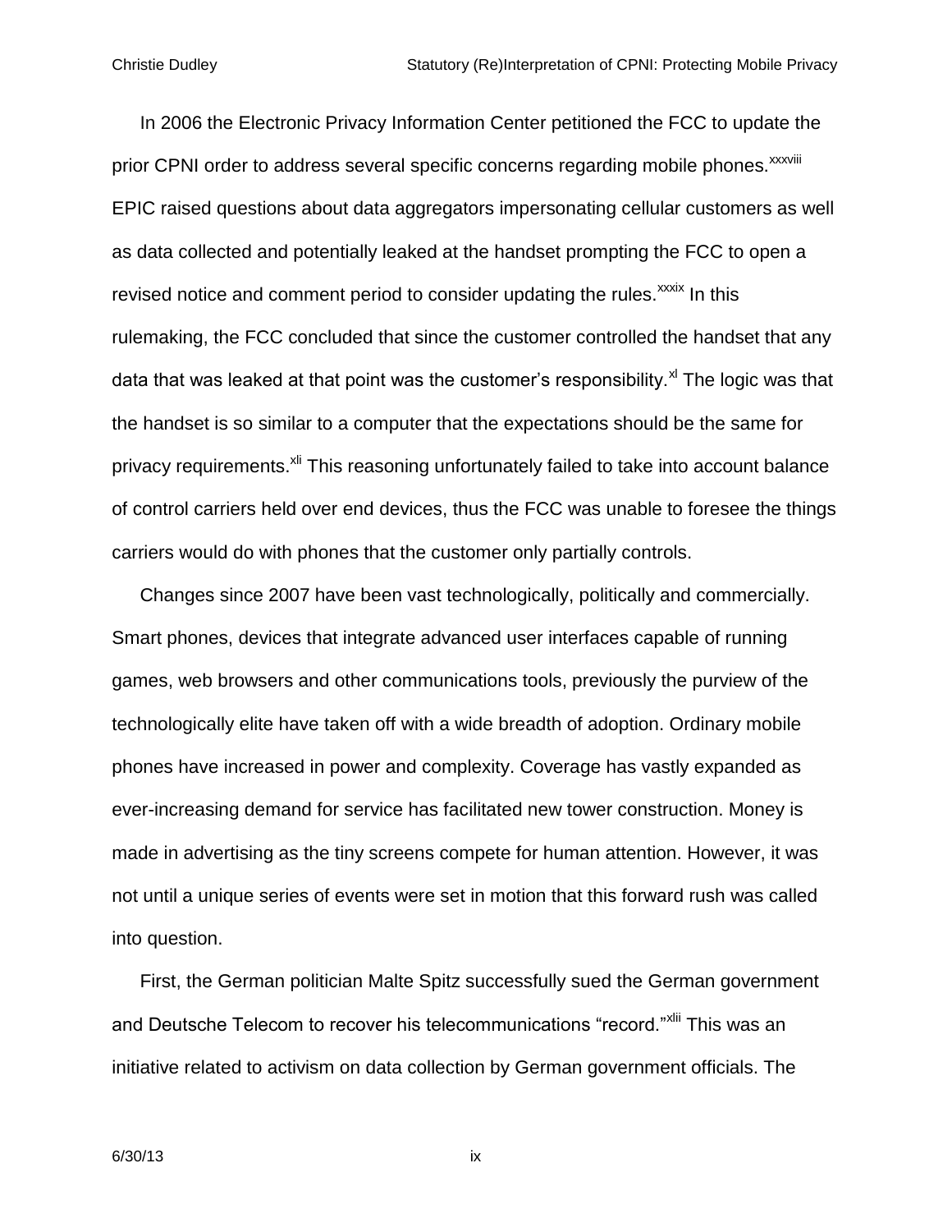In 2006 the Electronic Privacy Information Center petitioned the FCC to update the prior CPNI order to address several specific concerns regarding mobile phones.[xxxviii] EPIC raised questions about data aggregators impersonating cellular customers as well as data collected and potentially leaked at the handset prompting the FCC to open a revised notice and comment period to consider updating the rules.[xxxix] In this rulemaking, the FCC concluded that since the customer controlled the handset that any data that was leaked at that point was the customer's responsibility.[xl] The logic was that the handset is so similar to a computer that the expectations should be the same for privacy requirements.[xli] This reasoning unfortunately failed to take into account balance of control carriers held over end devices, thus the FCC was unable to foresee the things carriers would do with phones that the customer only partially controls.

Changes since 2007 have been vast technologically, politically and commercially. Smart phones, devices that integrate advanced user interfaces capable of running games, web browsers and other communications tools, previously the purview of the technologically elite have taken off with a wide breadth of adoption. Ordinary mobile phones have increased in power and complexity. Coverage has vastly expanded as ever-increasing demand for service has facilitated new tower construction. Money is made in advertising as the tiny screens compete for human attention. However, it was not until a unique series of events were set in motion that this forward rush was called into question.

First, the German politician Malte Spitz successfully sued the German government and Deutsche Telecom to recover his telecommunications "record."[xlii] This was an initiative related to activism on data collection by German government officials. The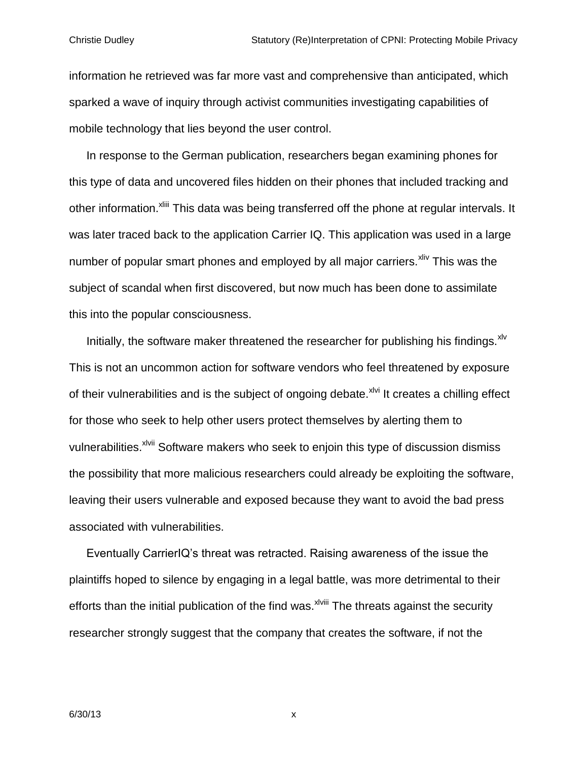information he retrieved was far more vast and comprehensive than anticipated, which sparked a wave of inquiry through activist communities investigating capabilities of mobile technology that lies beyond the user control.

In response to the German publication, researchers began examining phones for this type of data and uncovered files hidden on their phones that included tracking and other information.[xliii] This data was being transferred off the phone at regular intervals. It was later traced back to the application Carrier IQ. This application was used in a large number of popular smart phones and employed by all major carriers.[xliv] This was the subject of scandal when first discovered, but now much has been done to assimilate this into the popular consciousness.

Initially, the software maker threatened the researcher for publishing his findings.[xlv] This is not an uncommon action for software vendors who feel threatened by exposure of their vulnerabilities and is the subject of ongoing debate.[xlvi] It creates a chilling effect for those who seek to help other users protect themselves by alerting them to vulnerabilities.[xlvii] Software makers who seek to enjoin this type of discussion dismiss the possibility that more malicious researchers could already be exploiting the software, leaving their users vulnerable and exposed because they want to avoid the bad press associated with vulnerabilities.

Eventually CarrierIQ's threat was retracted. Raising awareness of the issue the plaintiffs hoped to silence by engaging in a legal battle, was more detrimental to their efforts than the initial publication of the find was.[xlviii] The threats against the security researcher strongly suggest that the company that creates the software, if not the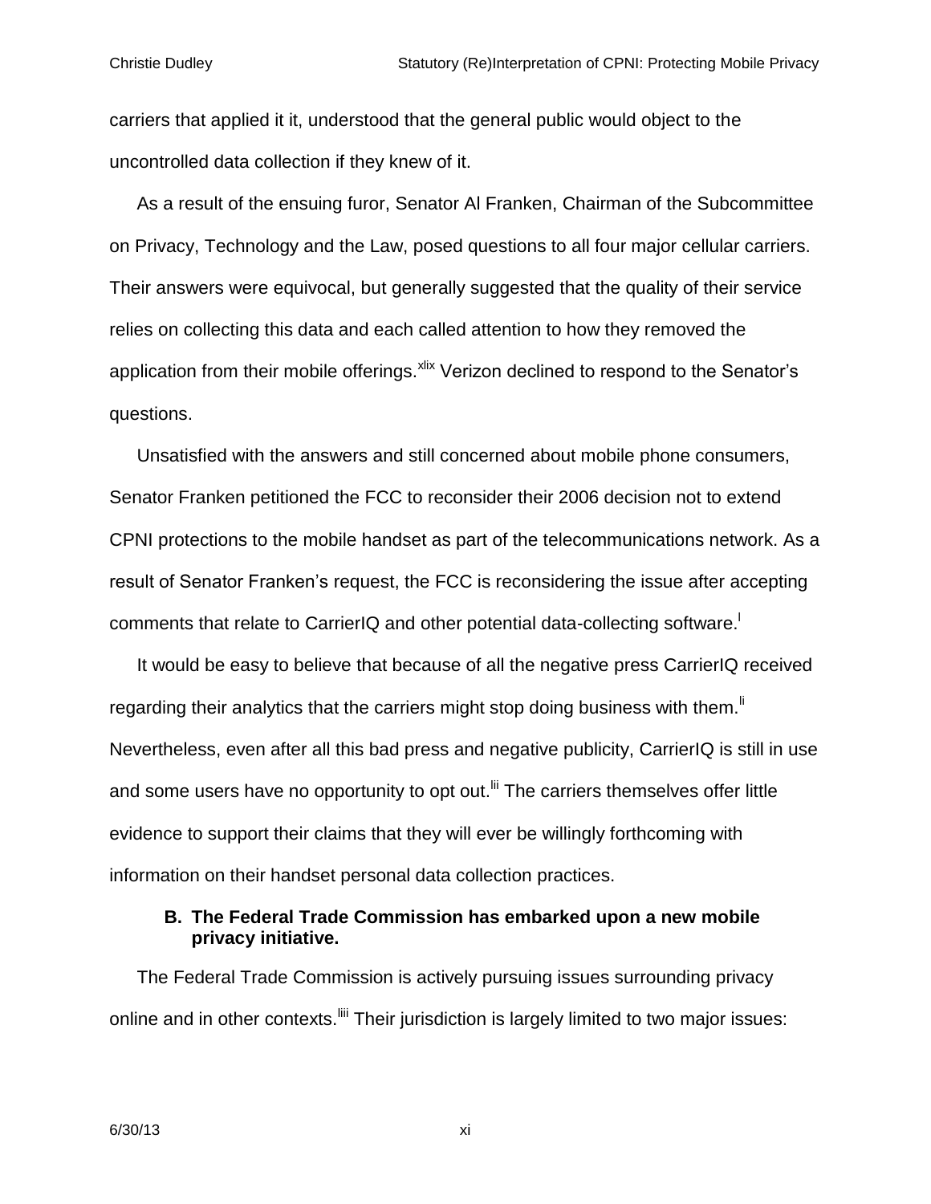carriers that applied it it, understood that the general public would object to the uncontrolled data collection if they knew of it.

As a result of the ensuing furor, Senator Al Franken, Chairman of the Subcommittee on Privacy, Technology and the Law, posed questions to all four major cellular carriers. Their answers were equivocal, but generally suggested that the quality of their service relies on collecting this data and each called attention to how they removed the application from their mobile offerings.[xlix] Verizon declined to respond to the Senator's questions.

Unsatisfied with the answers and still concerned about mobile phone consumers, Senator Franken petitioned the FCC to reconsider their 2006 decision not to extend CPNI protections to the mobile handset as part of the telecommunications network. As a result of Senator Franken's request, the FCC is reconsidering the issue after accepting comments that relate to CarrierIQ and other potential data-collecting software.[l]

It would be easy to believe that because of all the negative press CarrierIQ received regarding their analytics that the carriers might stop doing business with them.[li] Nevertheless, even after all this bad press and negative publicity, CarrierIQ is still in use and some users have no opportunity to opt out.[lii] The carriers themselves offer little evidence to support their claims that they will ever be willingly forthcoming with information on their handset personal data collection practices.

### B. The Federal Trade Commission has embarked upon a new mobile privacy initiative.

The Federal Trade Commission is actively pursuing issues surrounding privacy online and in other contexts.[liii] Their jurisdiction is largely limited to two major issues: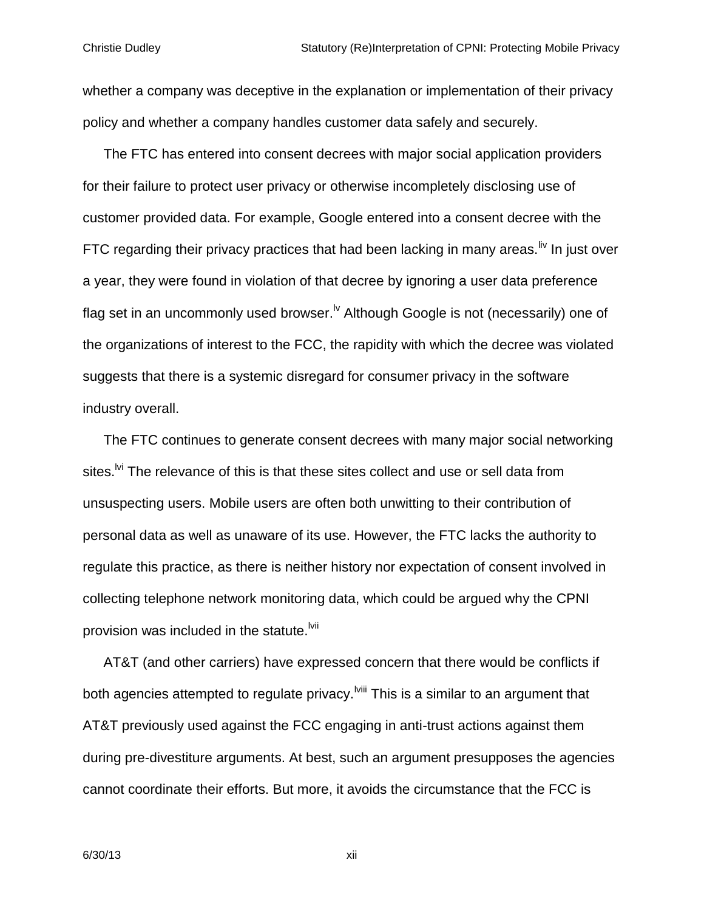whether a company was deceptive in the explanation or implementation of their privacy policy and whether a company handles customer data safely and securely.

The FTC has entered into consent decrees with major social application providers for their failure to protect user privacy or otherwise incompletely disclosing use of customer provided data. For example, Google entered into a consent decree with the FTC regarding their privacy practices that had been lacking in many areas.[liv] In just over a year, they were found in violation of that decree by ignoring a user data preference flag set in an uncommonly used browser.[lv] Although Google is not (necessarily) one of the organizations of interest to the FCC, the rapidity with which the decree was violated suggests that there is a systemic disregard for consumer privacy in the software industry overall.

The FTC continues to generate consent decrees with many major social networking sites.[lvi] The relevance of this is that these sites collect and use or sell data from unsuspecting users. Mobile users are often both unwitting to their contribution of personal data as well as unaware of its use. However, the FTC lacks the authority to regulate this practice, as there is neither history nor expectation of consent involved in collecting telephone network monitoring data, which could be argued why the CPNI provision was included in the statute.[lvii]

AT&T (and other carriers) have expressed concern that there would be conflicts if both agencies attempted to regulate privacy.[lviii] This is a similar to an argument that AT&T previously used against the FCC engaging in anti-trust actions against them during pre-divestiture arguments. At best, such an argument presupposes the agencies cannot coordinate their efforts. But more, it avoids the circumstance that the FCC is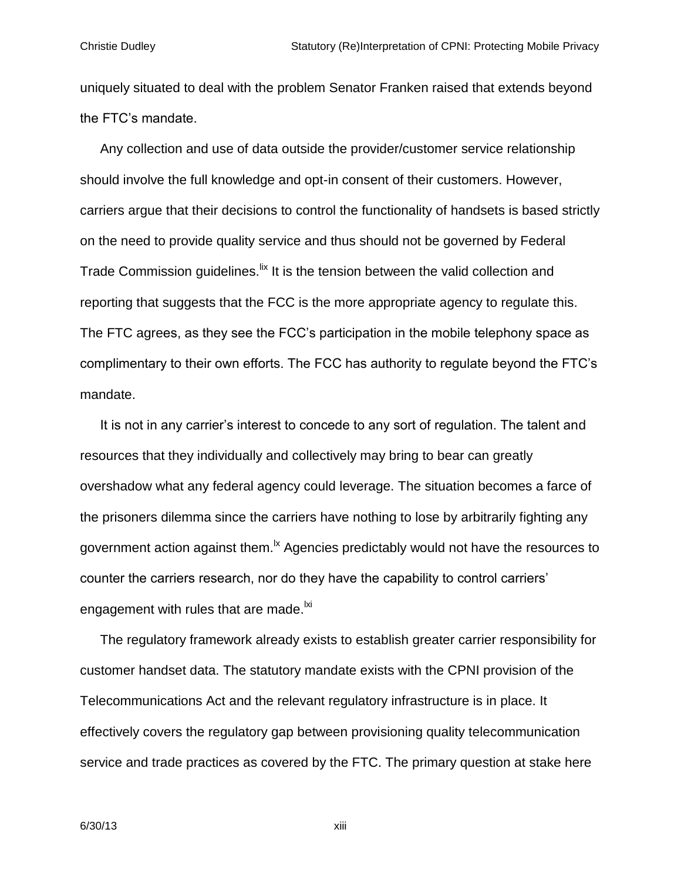uniquely situated to deal with the problem Senator Franken raised that extends beyond the FTC's mandate.

Any collection and use of data outside the provider/customer service relationship should involve the full knowledge and opt-in consent of their customers. However, carriers argue that their decisions to control the functionality of handsets is based strictly on the need to provide quality service and thus should not be governed by Federal Trade Commission guidelines.[lix] It is the tension between the valid collection and reporting that suggests that the FCC is the more appropriate agency to regulate this. The FTC agrees, as they see the FCC's participation in the mobile telephony space as complimentary to their own efforts. The FCC has authority to regulate beyond the FTC's mandate.

It is not in any carrier's interest to concede to any sort of regulation. The talent and resources that they individually and collectively may bring to bear can greatly overshadow what any federal agency could leverage. The situation becomes a farce of the prisoners dilemma since the carriers have nothing to lose by arbitrarily fighting any government action against them.[lx] Agencies predictably would not have the resources to counter the carriers research, nor do they have the capability to control carriers' engagement with rules that are made.[lxi]

The regulatory framework already exists to establish greater carrier responsibility for customer handset data. The statutory mandate exists with the CPNI provision of the Telecommunications Act and the relevant regulatory infrastructure is in place. It effectively covers the regulatory gap between provisioning quality telecommunication service and trade practices as covered by the FTC. The primary question at stake here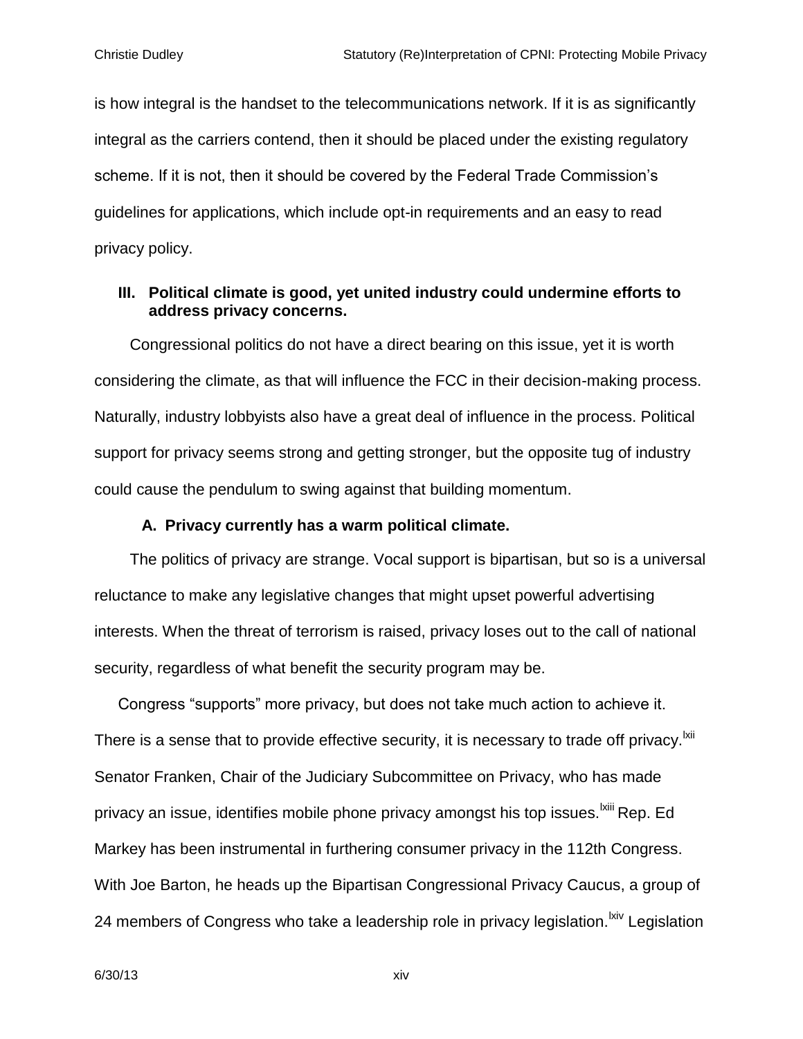is how integral is the handset to the telecommunications network. If it is as significantly integral as the carriers contend, then it should be placed under the existing regulatory scheme. If it is not, then it should be covered by the Federal Trade Commission's guidelines for applications, which include opt-in requirements and an easy to read privacy policy.

## III. Political climate is good, yet united industry could undermine efforts to address privacy concerns.

Congressional politics do not have a direct bearing on this issue, yet it is worth considering the climate, as that will influence the FCC in their decision-making process. Naturally, industry lobbyists also have a great deal of influence in the process. Political support for privacy seems strong and getting stronger, but the opposite tug of industry could cause the pendulum to swing against that building momentum.

### A. Privacy currently has a warm political climate.

The politics of privacy are strange. Vocal support is bipartisan, but so is a universal reluctance to make any legislative changes that might upset powerful advertising interests. When the threat of terrorism is raised, privacy loses out to the call of national security, regardless of what benefit the security program may be.

Congress "supports" more privacy, but does not take much action to achieve it. There is a sense that to provide effective security, it is necessary to trade off privacy.[lxii] Senator Franken, Chair of the Judiciary Subcommittee on Privacy, who has made privacy an issue, identifies mobile phone privacy amongst his top issues.[lxiii] Rep. Ed Markey has been instrumental in furthering consumer privacy in the 112th Congress. With Joe Barton, he heads up the Bipartisan Congressional Privacy Caucus, a group of 24 members of Congress who take a leadership role in privacy legislation.[lxiv] Legislation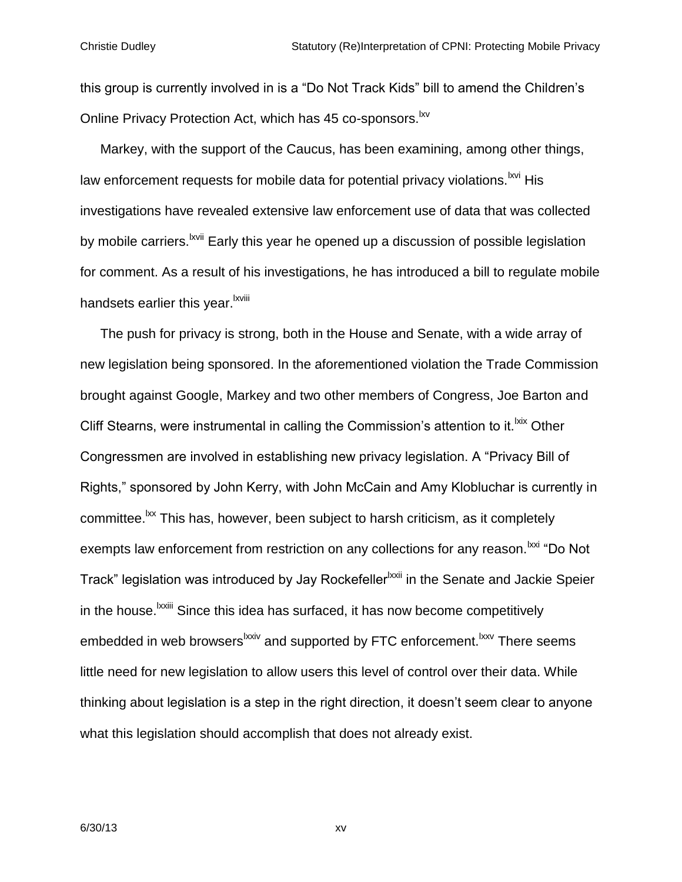this group is currently involved in is a "Do Not Track Kids" bill to amend the Children's Online Privacy Protection Act, which has 45 co-sponsors.[lxv]

Markey, with the support of the Caucus, has been examining, among other things, law enforcement requests for mobile data for potential privacy violations.[lxvi] His investigations have revealed extensive law enforcement use of data that was collected by mobile carriers.[lxvii] Early this year he opened up a discussion of possible legislation for comment. As a result of his investigations, he has introduced a bill to regulate mobile handsets earlier this year.[lxviii]

The push for privacy is strong, both in the House and Senate, with a wide array of new legislation being sponsored. In the aforementioned violation the Trade Commission brought against Google, Markey and two other members of Congress, Joe Barton and Cliff Stearns, were instrumental in calling the Commission's attention to it.[lxix] Other Congressmen are involved in establishing new privacy legislation. A "Privacy Bill of Rights," sponsored by John Kerry, with John McCain and Amy Klobluchar is currently in committee.[lxx] This has, however, been subject to harsh criticism, as it completely exempts law enforcement from restriction on any collections for any reason.[lxxi] "Do Not Track" legislation was introduced by Jay Rockefeller[lxxii] in the Senate and Jackie Speier in the house.[lxxiii] Since this idea has surfaced, it has now become competitively embedded in web browsers[lxxiv] and supported by FTC enforcement.[lxxv] There seems little need for new legislation to allow users this level of control over their data. While thinking about legislation is a step in the right direction, it doesn't seem clear to anyone what this legislation should accomplish that does not already exist.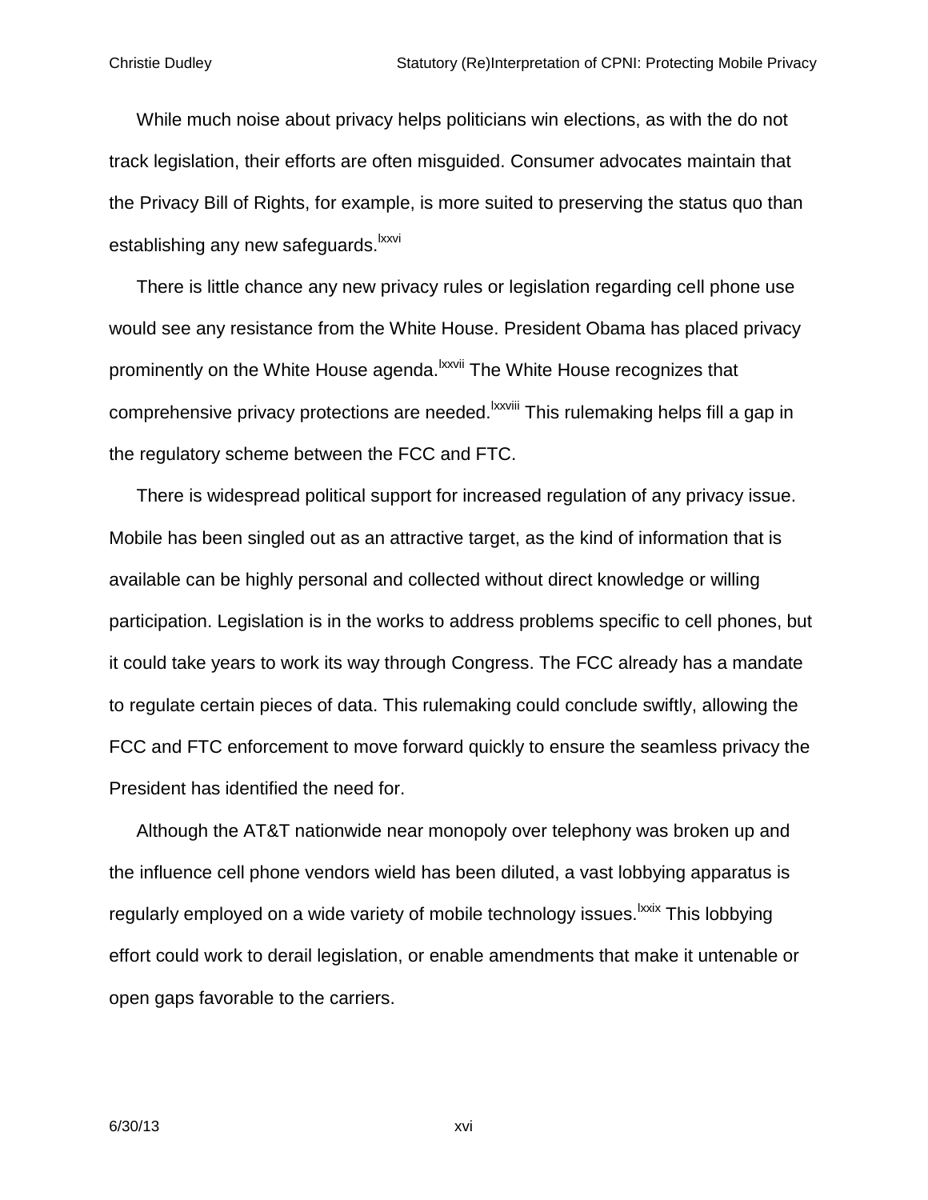While much noise about privacy helps politicians win elections, as with the do not track legislation, their efforts are often misguided. Consumer advocates maintain that the Privacy Bill of Rights, for example, is more suited to preserving the status quo than establishing any new safeguards.[lxxvi]

There is little chance any new privacy rules or legislation regarding cell phone use would see any resistance from the White House. President Obama has placed privacy prominently on the White House agenda.[lxxvii] The White House recognizes that comprehensive privacy protections are needed.[lxxviii] This rulemaking helps fill a gap in the regulatory scheme between the FCC and FTC.

There is widespread political support for increased regulation of any privacy issue. Mobile has been singled out as an attractive target, as the kind of information that is available can be highly personal and collected without direct knowledge or willing participation. Legislation is in the works to address problems specific to cell phones, but it could take years to work its way through Congress. The FCC already has a mandate to regulate certain pieces of data. This rulemaking could conclude swiftly, allowing the FCC and FTC enforcement to move forward quickly to ensure the seamless privacy the President has identified the need for.

Although the AT&T nationwide near monopoly over telephony was broken up and the influence cell phone vendors wield has been diluted, a vast lobbying apparatus is regularly employed on a wide variety of mobile technology issues.[lxxix] This lobbying effort could work to derail legislation, or enable amendments that make it untenable or open gaps favorable to the carriers.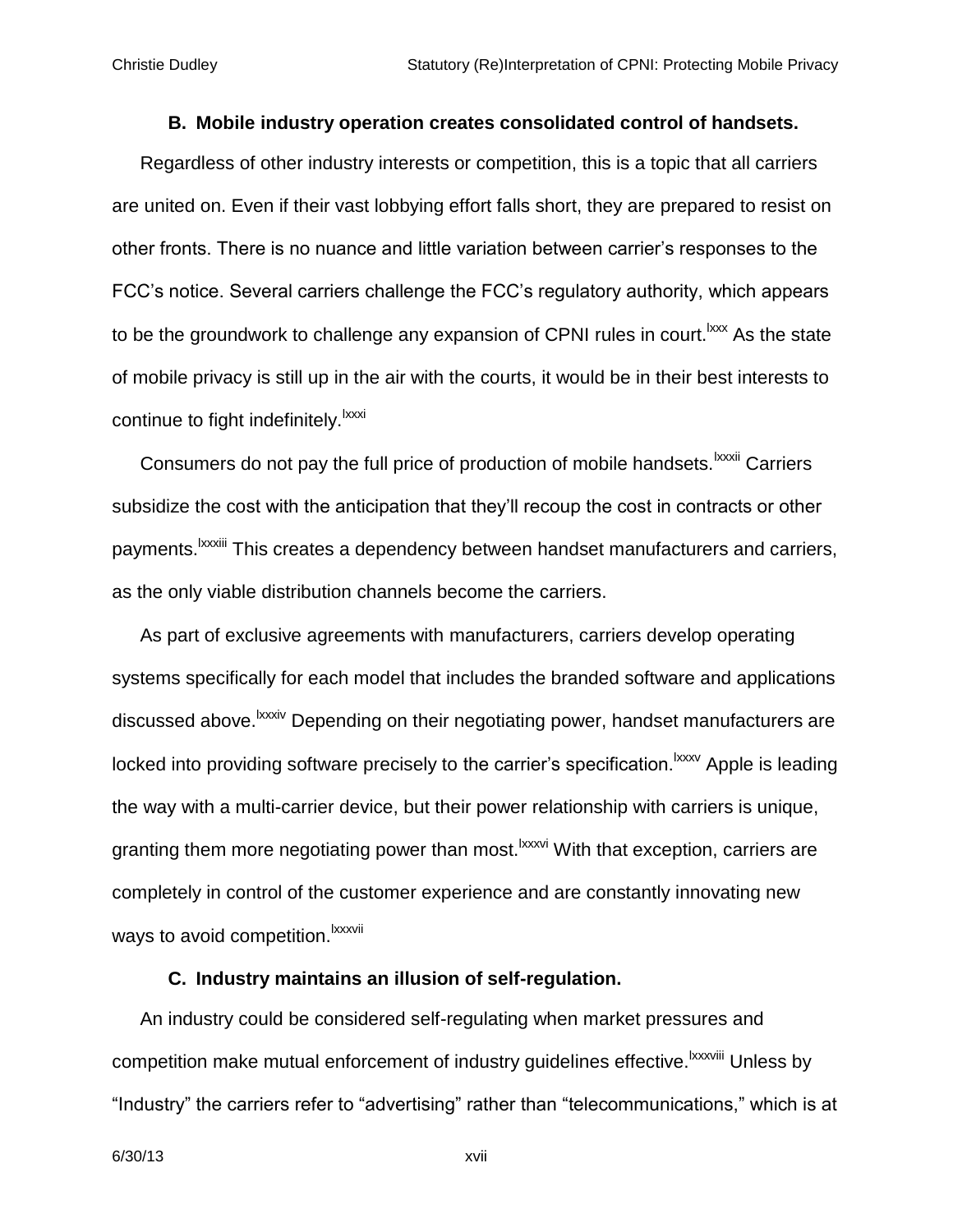### B. Mobile industry operation creates consolidated control of handsets.

Regardless of other industry interests or competition, this is a topic that all carriers are united on. Even if their vast lobbying effort falls short, they are prepared to resist on other fronts. There is no nuance and little variation between carrier's responses to the FCC's notice. Several carriers challenge the FCC's regulatory authority, which appears to be the groundwork to challenge any expansion of CPNI rules in court.[lxxx] As the state of mobile privacy is still up in the air with the courts, it would be in their best interests to continue to fight indefinitely.[lxxxi]

Consumers do not pay the full price of production of mobile handsets.[lxxxii] Carriers subsidize the cost with the anticipation that they'll recoup the cost in contracts or other payments.[lxxxiii] This creates a dependency between handset manufacturers and carriers, as the only viable distribution channels become the carriers.

As part of exclusive agreements with manufacturers, carriers develop operating systems specifically for each model that includes the branded software and applications discussed above.[lxxxiv] Depending on their negotiating power, handset manufacturers are locked into providing software precisely to the carrier's specification.[lxxxv] Apple is leading the way with a multi-carrier device, but their power relationship with carriers is unique, granting them more negotiating power than most.[lxxxvi] With that exception, carriers are completely in control of the customer experience and are constantly innovating new ways to avoid competition.[lxxxvii]

### C. Industry maintains an illusion of self-regulation.

An industry could be considered self-regulating when market pressures and competition make mutual enforcement of industry guidelines effective.[lxxxviii] Unless by "Industry" the carriers refer to "advertising" rather than "telecommunications," which is at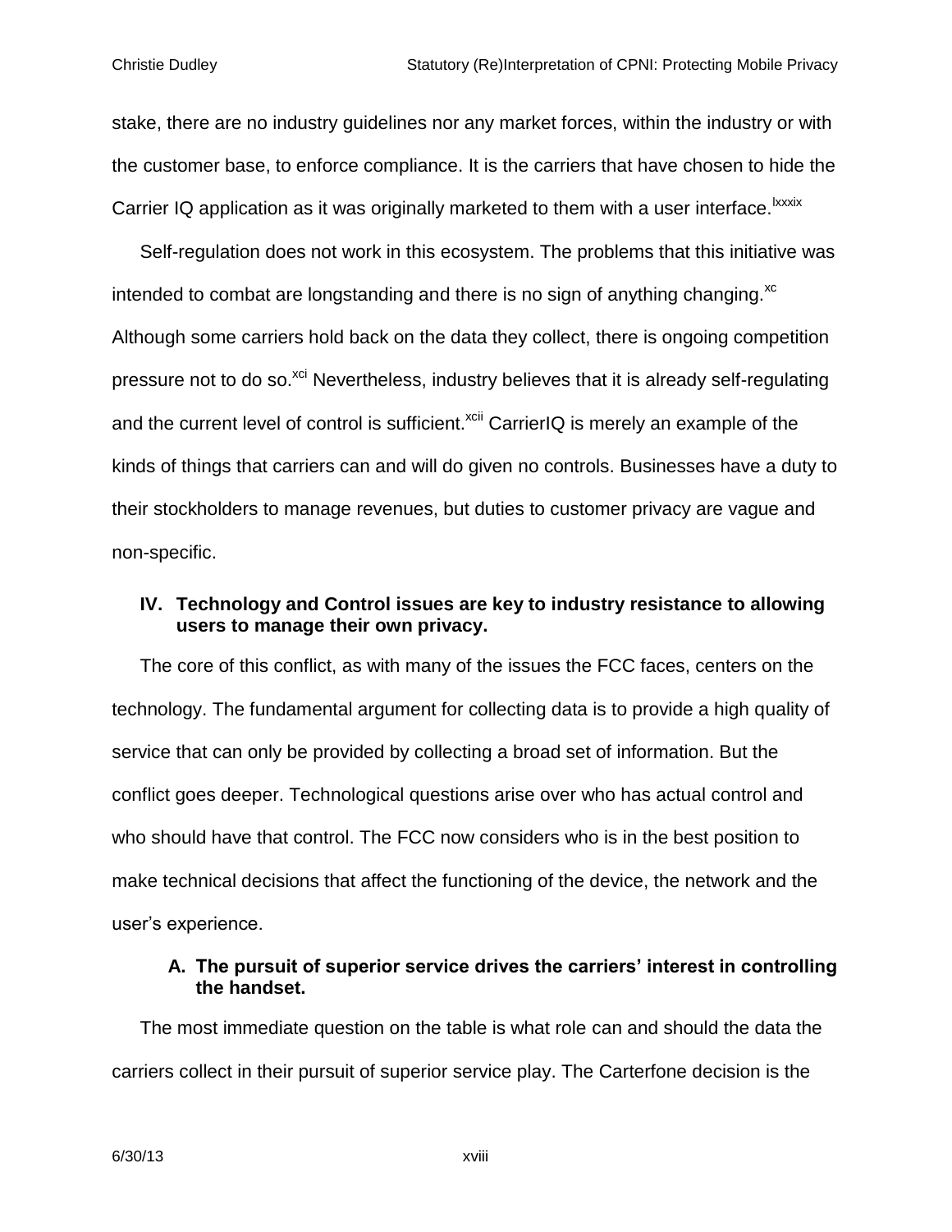stake, there are no industry guidelines nor any market forces, within the industry or with the customer base, to enforce compliance. It is the carriers that have chosen to hide the Carrier IQ application as it was originally marketed to them with a user interface.[lxxxix]

Self-regulation does not work in this ecosystem. The problems that this initiative was intended to combat are longstanding and there is no sign of anything changing.[xc] Although some carriers hold back on the data they collect, there is ongoing competition pressure not to do so.[xci] Nevertheless, industry believes that it is already self-regulating and the current level of control is sufficient.[xcii] CarrierIQ is merely an example of the kinds of things that carriers can and will do given no controls. Businesses have a duty to their stockholders to manage revenues, but duties to customer privacy are vague and non-specific.

## IV. Technology and Control issues are key to industry resistance to allowing users to manage their own privacy.

The core of this conflict, as with many of the issues the FCC faces, centers on the technology. The fundamental argument for collecting data is to provide a high quality of service that can only be provided by collecting a broad set of information. But the conflict goes deeper. Technological questions arise over who has actual control and who should have that control. The FCC now considers who is in the best position to make technical decisions that affect the functioning of the device, the network and the user's experience.

### A. The pursuit of superior service drives the carriers' interest in controlling the handset.

The most immediate question on the table is what role can and should the data the carriers collect in their pursuit of superior service play. The Carterfone decision is the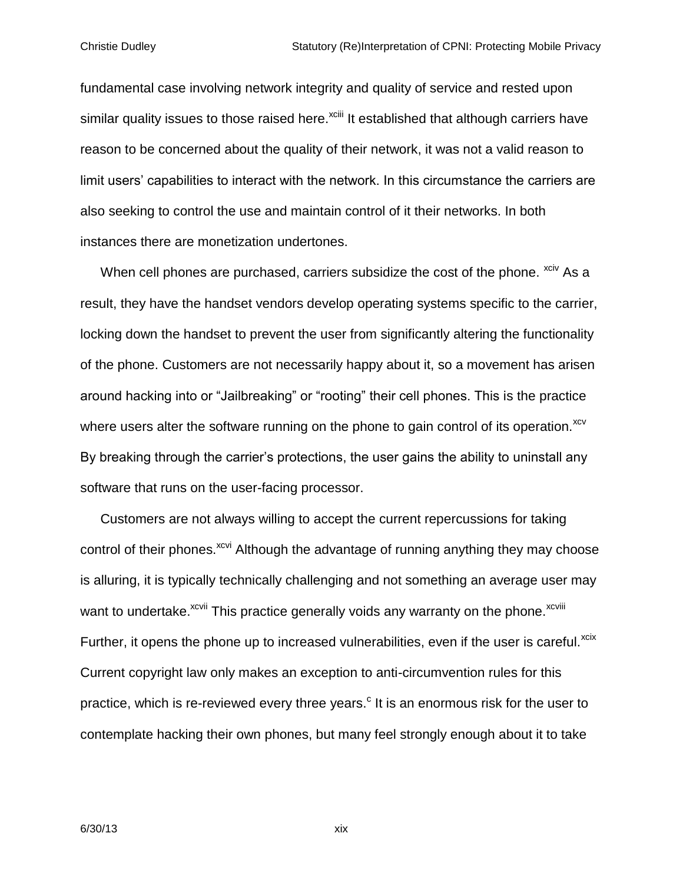fundamental case involving network integrity and quality of service and rested upon similar quality issues to those raised here.[xciii] It established that although carriers have reason to be concerned about the quality of their network, it was not a valid reason to limit users' capabilities to interact with the network. In this circumstance the carriers are also seeking to control the use and maintain control of it their networks. In both instances there are monetization undertones.

When cell phones are purchased, carriers subsidize the cost of the phone. [xciv] As a result, they have the handset vendors develop operating systems specific to the carrier, locking down the handset to prevent the user from significantly altering the functionality of the phone. Customers are not necessarily happy about it, so a movement has arisen around hacking into or "Jailbreaking" or "rooting" their cell phones. This is the practice where users alter the software running on the phone to gain control of its operation.[xcv] By breaking through the carrier's protections, the user gains the ability to uninstall any software that runs on the user-facing processor.

Customers are not always willing to accept the current repercussions for taking control of their phones.[xcvi] Although the advantage of running anything they may choose is alluring, it is typically technically challenging and not something an average user may want to undertake.[xcvii] This practice generally voids any warranty on the phone.[xcviii] Further, it opens the phone up to increased vulnerabilities, even if the user is careful.[xcix] Current copyright law only makes an exception to anti-circumvention rules for this practice, which is re-reviewed every three years.[c] It is an enormous risk for the user to contemplate hacking their own phones, but many feel strongly enough about it to take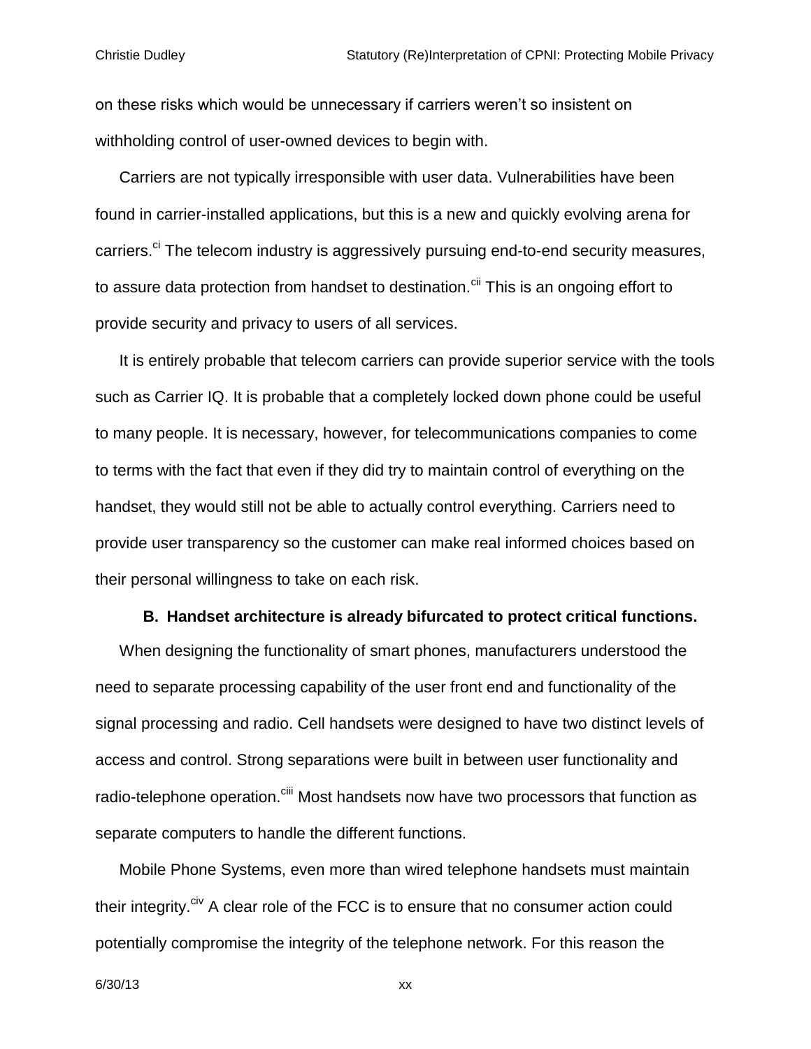on these risks which would be unnecessary if carriers weren't so insistent on withholding control of user-owned devices to begin with.

Carriers are not typically irresponsible with user data. Vulnerabilities have been found in carrier-installed applications, but this is a new and quickly evolving arena for carriers.[ci] The telecom industry is aggressively pursuing end-to-end security measures, to assure data protection from handset to destination.[cii] This is an ongoing effort to provide security and privacy to users of all services.

It is entirely probable that telecom carriers can provide superior service with the tools such as Carrier IQ. It is probable that a completely locked down phone could be useful to many people. It is necessary, however, for telecommunications companies to come to terms with the fact that even if they did try to maintain control of everything on the handset, they would still not be able to actually control everything. Carriers need to provide user transparency so the customer can make real informed choices based on their personal willingness to take on each risk.

### B. Handset architecture is already bifurcated to protect critical functions.

When designing the functionality of smart phones, manufacturers understood the need to separate processing capability of the user front end and functionality of the signal processing and radio. Cell handsets were designed to have two distinct levels of access and control. Strong separations were built in between user functionality and radio-telephone operation.[ciii] Most handsets now have two processors that function as separate computers to handle the different functions.

Mobile Phone Systems, even more than wired telephone handsets must maintain their integrity.[civ] A clear role of the FCC is to ensure that no consumer action could potentially compromise the integrity of the telephone network. For this reason the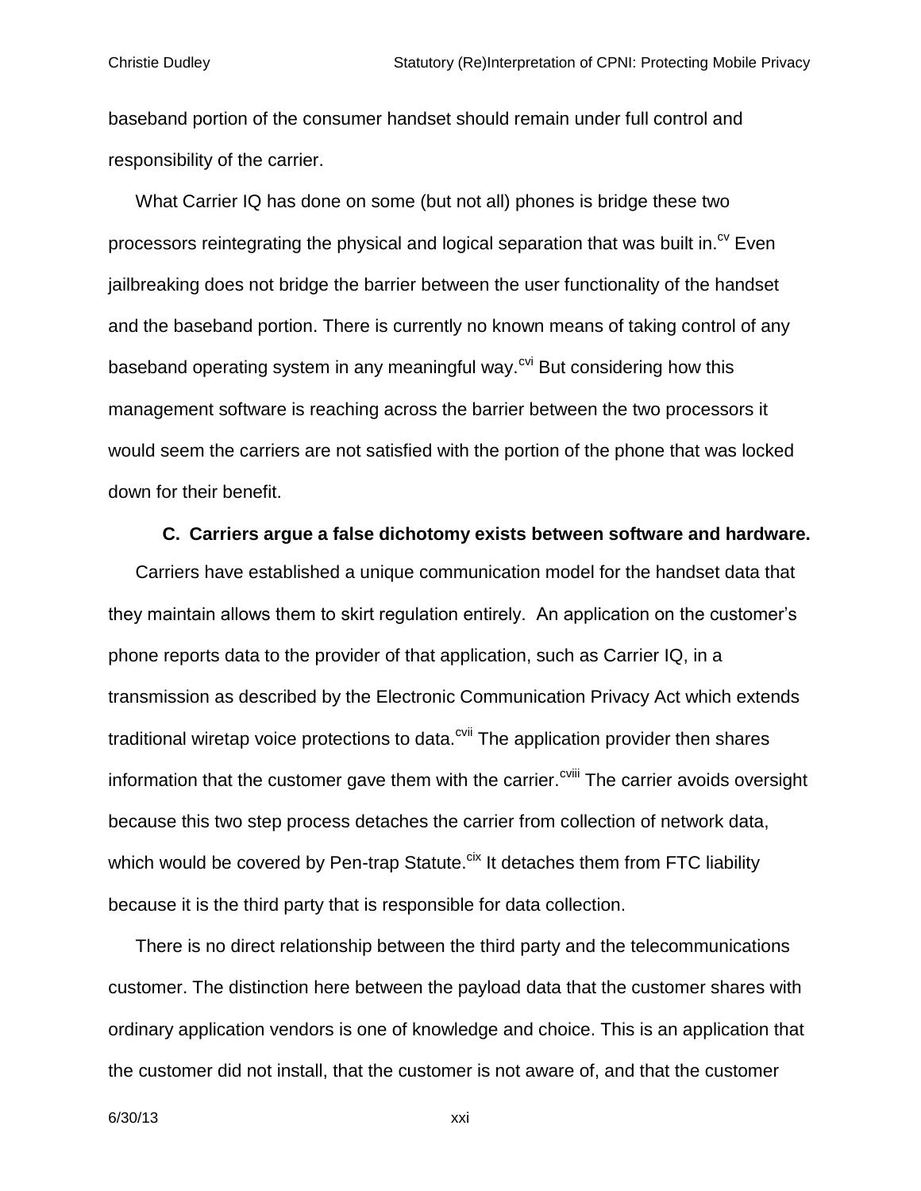baseband portion of the consumer handset should remain under full control and responsibility of the carrier.

What Carrier IQ has done on some (but not all) phones is bridge these two processors reintegrating the physical and logical separation that was built in.[cv] Even jailbreaking does not bridge the barrier between the user functionality of the handset and the baseband portion. There is currently no known means of taking control of any baseband operating system in any meaningful way.[cvi] But considering how this management software is reaching across the barrier between the two processors it would seem the carriers are not satisfied with the portion of the phone that was locked down for their benefit.

### C. Carriers argue a false dichotomy exists between software and hardware.

Carriers have established a unique communication model for the handset data that they maintain allows them to skirt regulation entirely. An application on the customer's phone reports data to the provider of that application, such as Carrier IQ, in a transmission as described by the Electronic Communication Privacy Act which extends traditional wiretap voice protections to data.[cvii] The application provider then shares information that the customer gave them with the carrier.[cviii] The carrier avoids oversight because this two step process detaches the carrier from collection of network data, which would be covered by Pen-trap Statute.[cix] It detaches them from FTC liability because it is the third party that is responsible for data collection.

There is no direct relationship between the third party and the telecommunications customer. The distinction here between the payload data that the customer shares with ordinary application vendors is one of knowledge and choice. This is an application that the customer did not install, that the customer is not aware of, and that the customer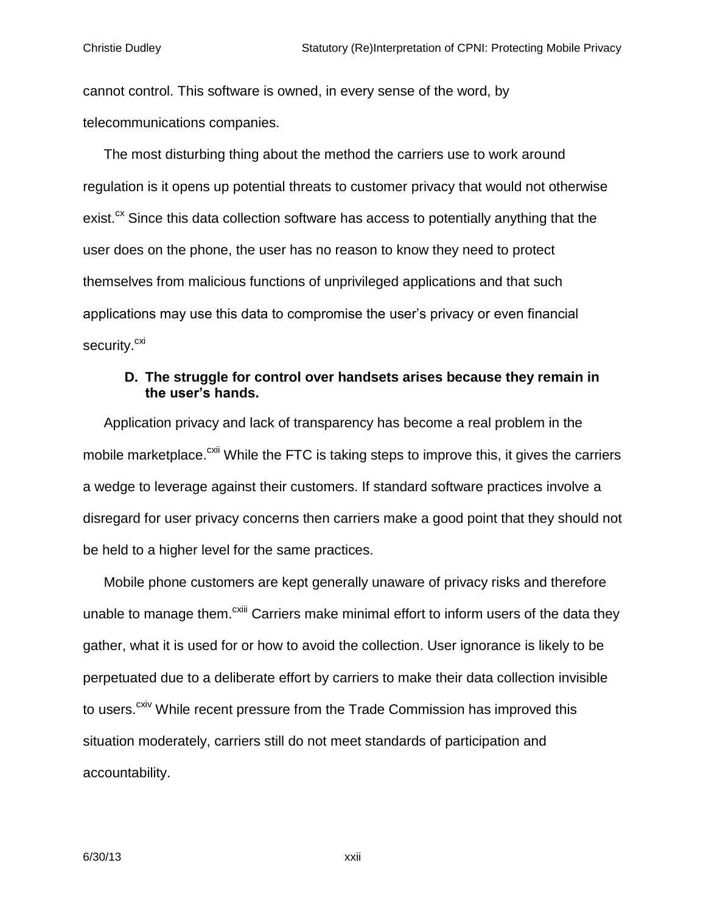cannot control. This software is owned, in every sense of the word, by telecommunications companies.

The most disturbing thing about the method the carriers use to work around regulation is it opens up potential threats to customer privacy that would not otherwise exist.[cx] Since this data collection software has access to potentially anything that the user does on the phone, the user has no reason to know they need to protect themselves from malicious functions of unprivileged applications and that such applications may use this data to compromise the user's privacy or even financial security.[cxi]

### D. The struggle for control over handsets arises because they remain in the user's hands.

Application privacy and lack of transparency has become a real problem in the mobile marketplace.[cxii] While the FTC is taking steps to improve this, it gives the carriers a wedge to leverage against their customers. If standard software practices involve a disregard for user privacy concerns then carriers make a good point that they should not be held to a higher level for the same practices.

Mobile phone customers are kept generally unaware of privacy risks and therefore unable to manage them.[cxiii] Carriers make minimal effort to inform users of the data they gather, what it is used for or how to avoid the collection. User ignorance is likely to be perpetuated due to a deliberate effort by carriers to make their data collection invisible to users.[cxiv] While recent pressure from the Trade Commission has improved this situation moderately, carriers still do not meet standards of participation and accountability.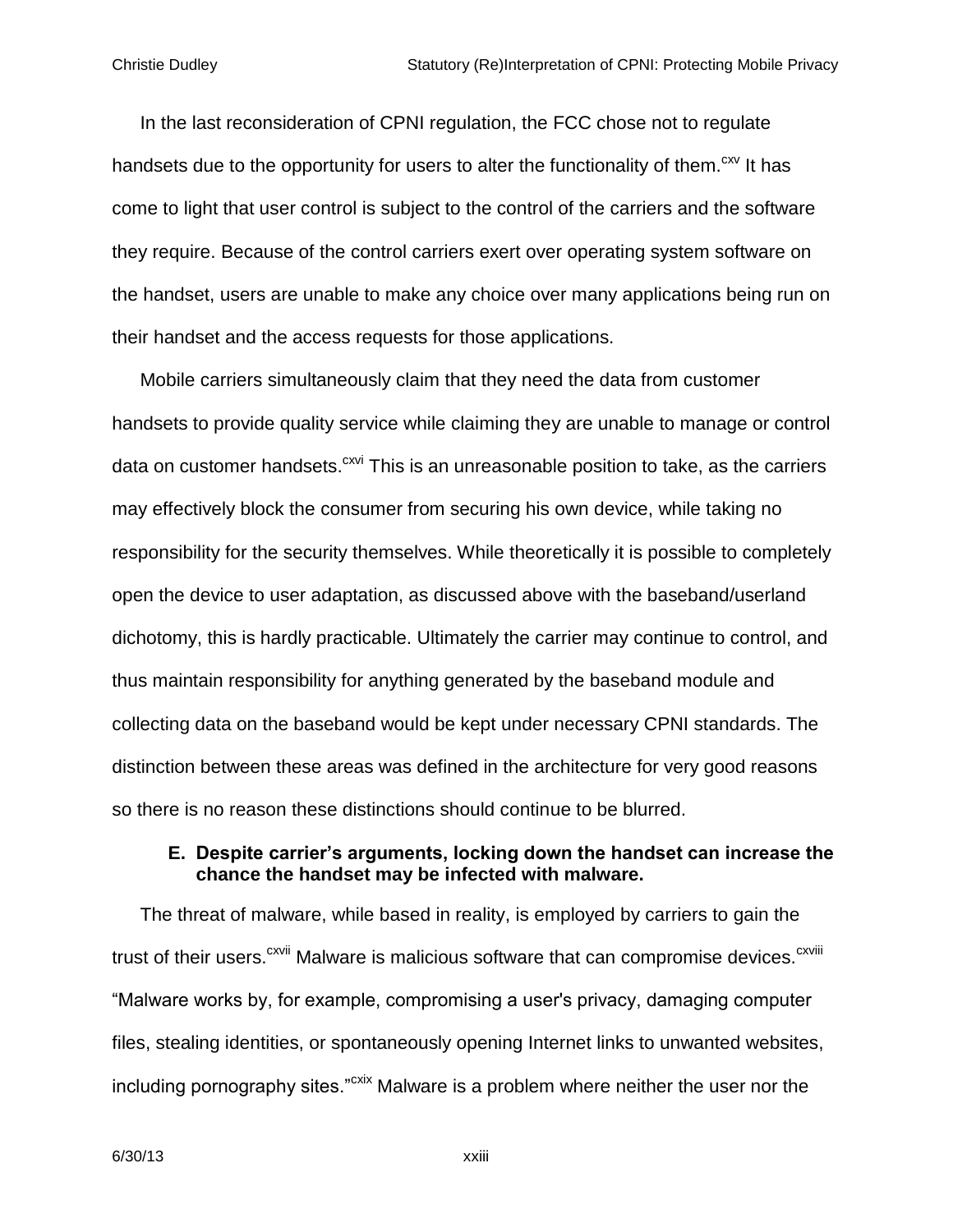In the last reconsideration of CPNI regulation, the FCC chose not to regulate handsets due to the opportunity for users to alter the functionality of them.[cxv] It has come to light that user control is subject to the control of the carriers and the software they require. Because of the control carriers exert over operating system software on the handset, users are unable to make any choice over many applications being run on their handset and the access requests for those applications.

Mobile carriers simultaneously claim that they need the data from customer handsets to provide quality service while claiming they are unable to manage or control data on customer handsets.[cxvi] This is an unreasonable position to take, as the carriers may effectively block the consumer from securing his own device, while taking no responsibility for the security themselves. While theoretically it is possible to completely open the device to user adaptation, as discussed above with the baseband/userland dichotomy, this is hardly practicable. Ultimately the carrier may continue to control, and thus maintain responsibility for anything generated by the baseband module and collecting data on the baseband would be kept under necessary CPNI standards. The distinction between these areas was defined in the architecture for very good reasons so there is no reason these distinctions should continue to be blurred.

### E. Despite carrier's arguments, locking down the handset can increase the chance the handset may be infected with malware.

The threat of malware, while based in reality, is employed by carriers to gain the trust of their users.[cxvii] Malware is malicious software that can compromise devices.[cxviii] "Malware works by, for example, compromising a user's privacy, damaging computer files, stealing identities, or spontaneously opening Internet links to unwanted websites, including pornography sites."[cxix] Malware is a problem where neither the user nor the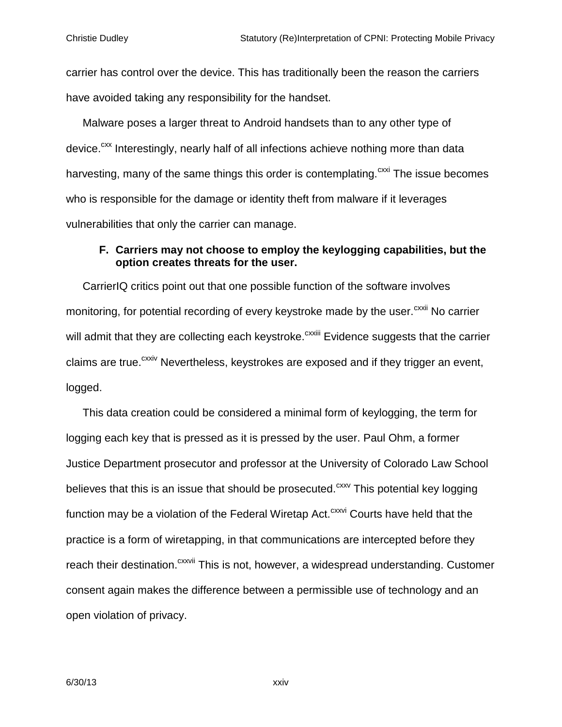carrier has control over the device. This has traditionally been the reason the carriers have avoided taking any responsibility for the handset.

Malware poses a larger threat to Android handsets than to any other type of device.[cxx] Interestingly, nearly half of all infections achieve nothing more than data harvesting, many of the same things this order is contemplating.[cxxi] The issue becomes who is responsible for the damage or identity theft from malware if it leverages vulnerabilities that only the carrier can manage.

### F. Carriers may not choose to employ the keylogging capabilities, but the option creates threats for the user.

CarrierIQ critics point out that one possible function of the software involves monitoring, for potential recording of every keystroke made by the user.[cxxii] No carrier will admit that they are collecting each keystroke.[cxxiii] Evidence suggests that the carrier claims are true.[cxxiv] Nevertheless, keystrokes are exposed and if they trigger an event, logged.

This data creation could be considered a minimal form of keylogging, the term for logging each key that is pressed as it is pressed by the user. Paul Ohm, a former Justice Department prosecutor and professor at the University of Colorado Law School believes that this is an issue that should be prosecuted.[cxxv] This potential key logging function may be a violation of the Federal Wiretap Act.[cxxvi] Courts have held that the practice is a form of wiretapping, in that communications are intercepted before they reach their destination.[cxxvii] This is not, however, a widespread understanding. Customer consent again makes the difference between a permissible use of technology and an open violation of privacy.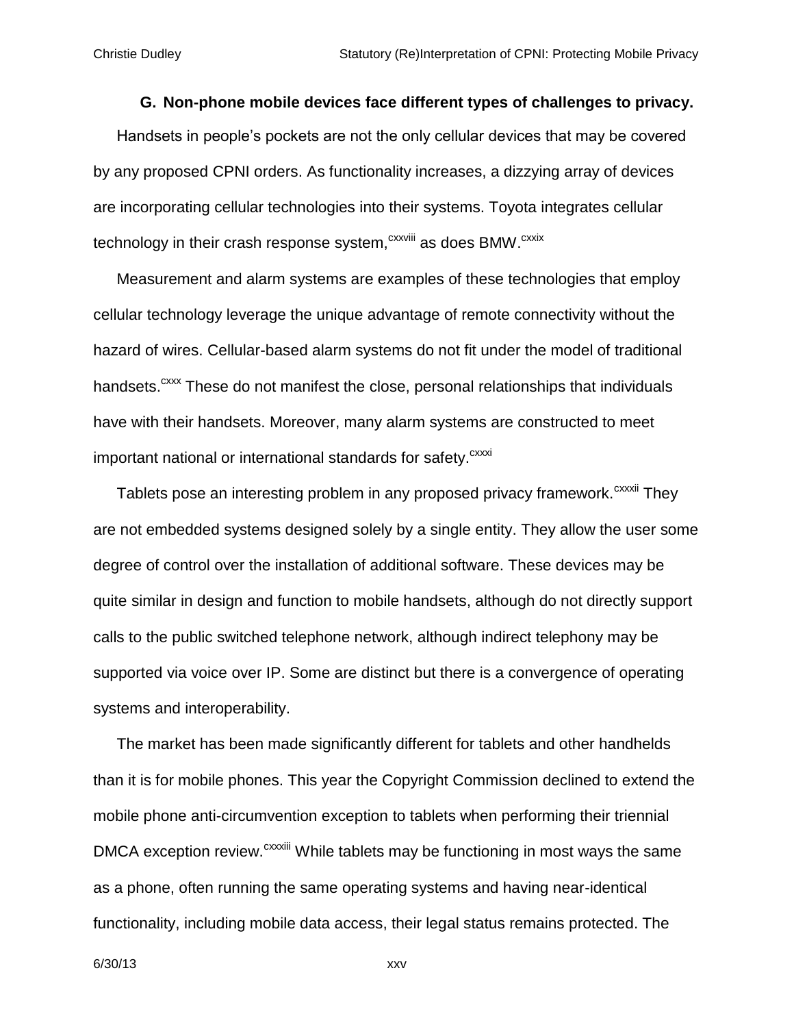### G. Non-phone mobile devices face different types of challenges to privacy.

Handsets in people's pockets are not the only cellular devices that may be covered by any proposed CPNI orders. As functionality increases, a dizzying array of devices are incorporating cellular technologies into their systems. Toyota integrates cellular technology in their crash response system,[cxxviii] as does BMW.[cxxix]

Measurement and alarm systems are examples of these technologies that employ cellular technology leverage the unique advantage of remote connectivity without the hazard of wires. Cellular-based alarm systems do not fit under the model of traditional handsets.[cxxx] These do not manifest the close, personal relationships that individuals have with their handsets. Moreover, many alarm systems are constructed to meet important national or international standards for safety.[cxxxi]

Tablets pose an interesting problem in any proposed privacy framework.[cxxxii] They are not embedded systems designed solely by a single entity. They allow the user some degree of control over the installation of additional software. These devices may be quite similar in design and function to mobile handsets, although do not directly support calls to the public switched telephone network, although indirect telephony may be supported via voice over IP. Some are distinct but there is a convergence of operating systems and interoperability.

The market has been made significantly different for tablets and other handhelds than it is for mobile phones. This year the Copyright Commission declined to extend the mobile phone anti-circumvention exception to tablets when performing their triennial DMCA exception review.[cxxxiii] While tablets may be functioning in most ways the same as a phone, often running the same operating systems and having near-identical functionality, including mobile data access, their legal status remains protected. The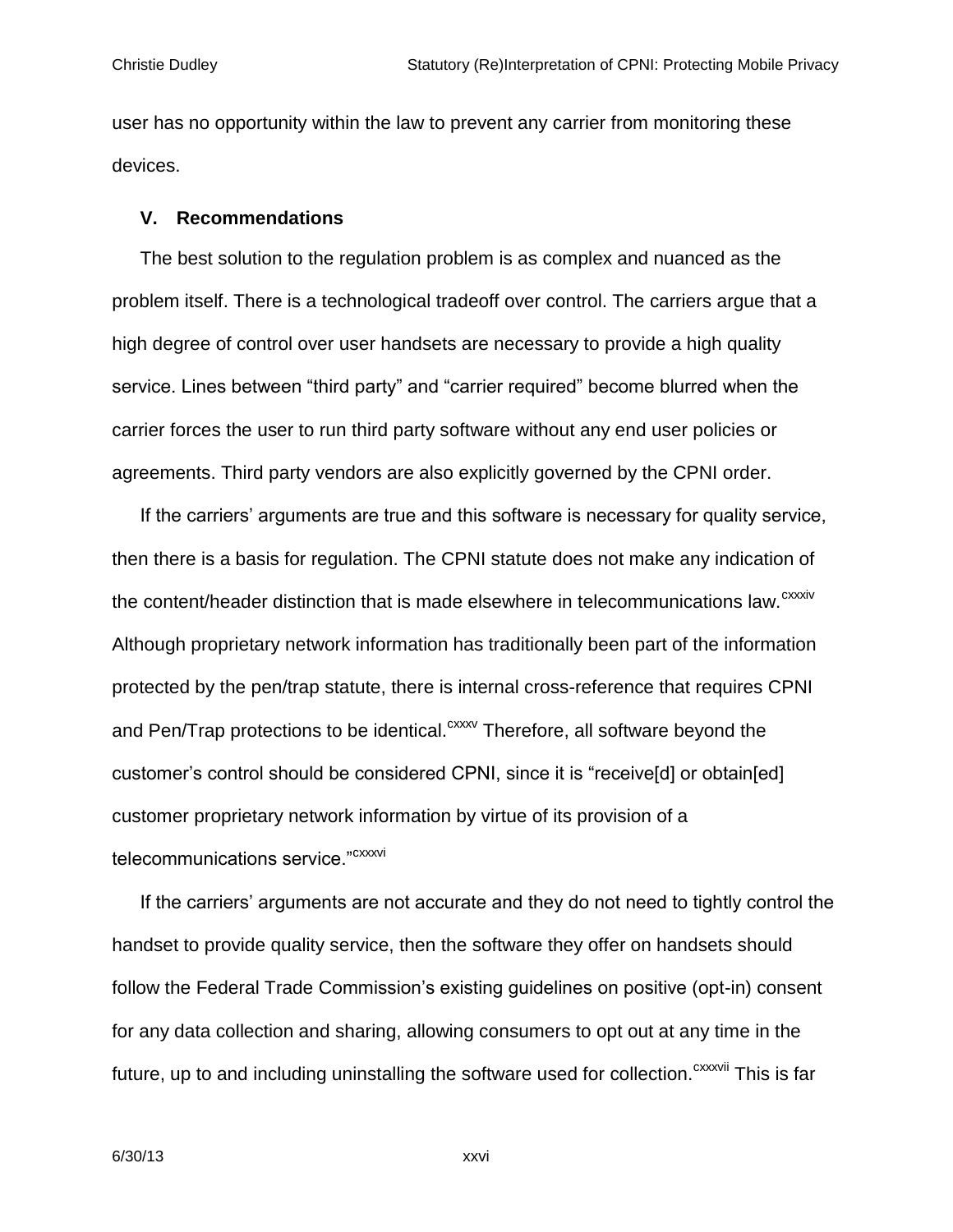user has no opportunity within the law to prevent any carrier from monitoring these devices.

### V. Recommendations

The best solution to the regulation problem is as complex and nuanced as the problem itself. There is a technological tradeoff over control. The carriers argue that a high degree of control over user handsets are necessary to provide a high quality service. Lines between "third party" and "carrier required" become blurred when the carrier forces the user to run third party software without any end user policies or agreements. Third party vendors are also explicitly governed by the CPNI order.

If the carriers' arguments are true and this software is necessary for quality service, then there is a basis for regulation. The CPNI statute does not make any indication of the content/header distinction that is made elsewhere in telecommunications law.[cxxxiv] Although proprietary network information has traditionally been part of the information protected by the pen/trap statute, there is internal cross-reference that requires CPNI and Pen/Trap protections to be identical.[cxxxv] Therefore, all software beyond the customer's control should be considered CPNI, since it is "receive[d] or obtain[ed] customer proprietary network information by virtue of its provision of a telecommunications service."[cxxxvi]

If the carriers' arguments are not accurate and they do not need to tightly control the handset to provide quality service, then the software they offer on handsets should follow the Federal Trade Commission's existing guidelines on positive (opt-in) consent for any data collection and sharing, allowing consumers to opt out at any time in the future, up to and including uninstalling the software used for collection.[cxxxvii] This is far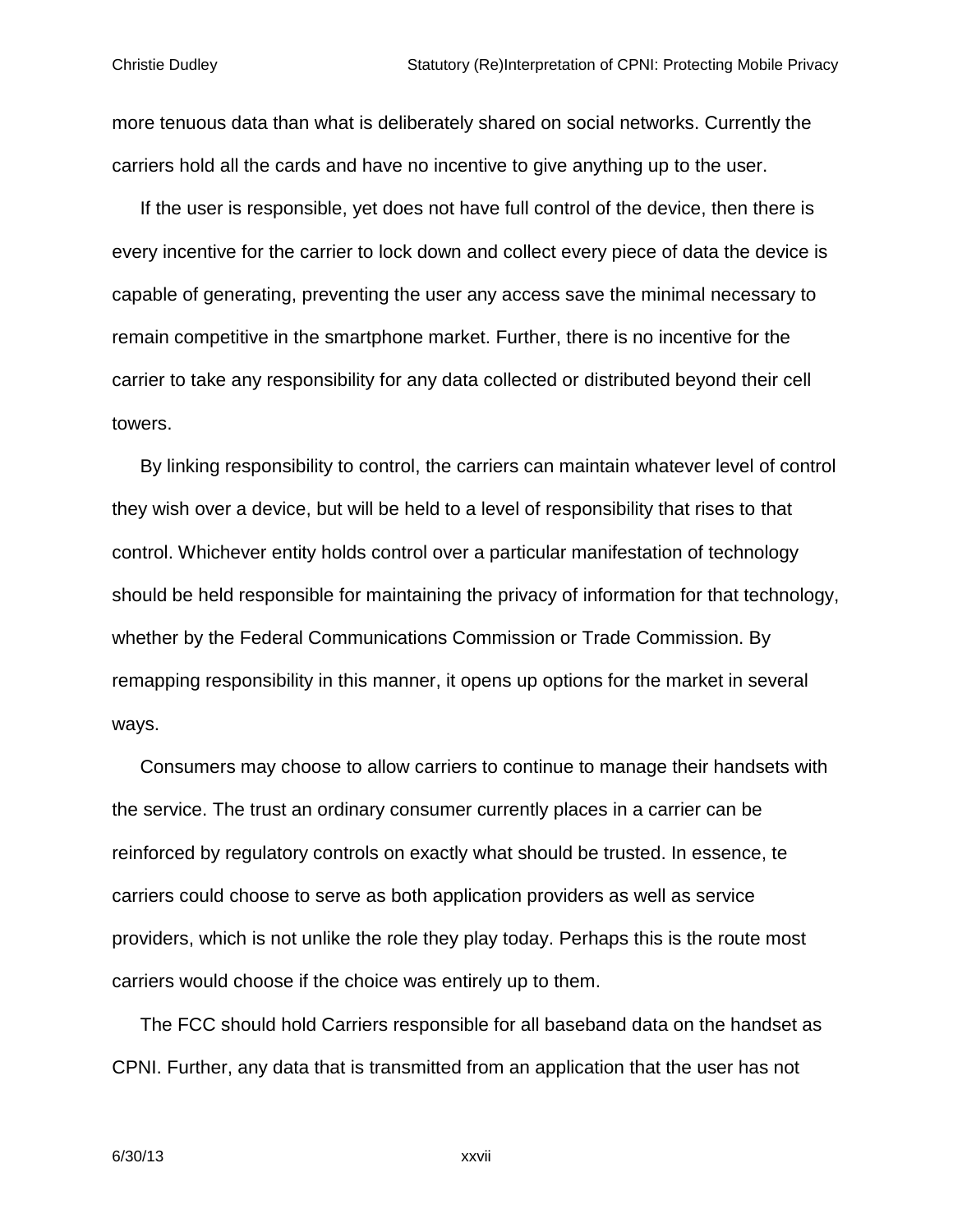more tenuous data than what is deliberately shared on social networks. Currently the carriers hold all the cards and have no incentive to give anything up to the user.

If the user is responsible, yet does not have full control of the device, then there is every incentive for the carrier to lock down and collect every piece of data the device is capable of generating, preventing the user any access save the minimal necessary to remain competitive in the smartphone market. Further, there is no incentive for the carrier to take any responsibility for any data collected or distributed beyond their cell towers.

By linking responsibility to control, the carriers can maintain whatever level of control they wish over a device, but will be held to a level of responsibility that rises to that control. Whichever entity holds control over a particular manifestation of technology should be held responsible for maintaining the privacy of information for that technology, whether by the Federal Communications Commission or Trade Commission. By remapping responsibility in this manner, it opens up options for the market in several ways.

Consumers may choose to allow carriers to continue to manage their handsets with the service. The trust an ordinary consumer currently places in a carrier can be reinforced by regulatory controls on exactly what should be trusted. In essence, te carriers could choose to serve as both application providers as well as service providers, which is not unlike the role they play today. Perhaps this is the route most carriers would choose if the choice was entirely up to them.

The FCC should hold Carriers responsible for all baseband data on the handset as CPNI. Further, any data that is transmitted from an application that the user has not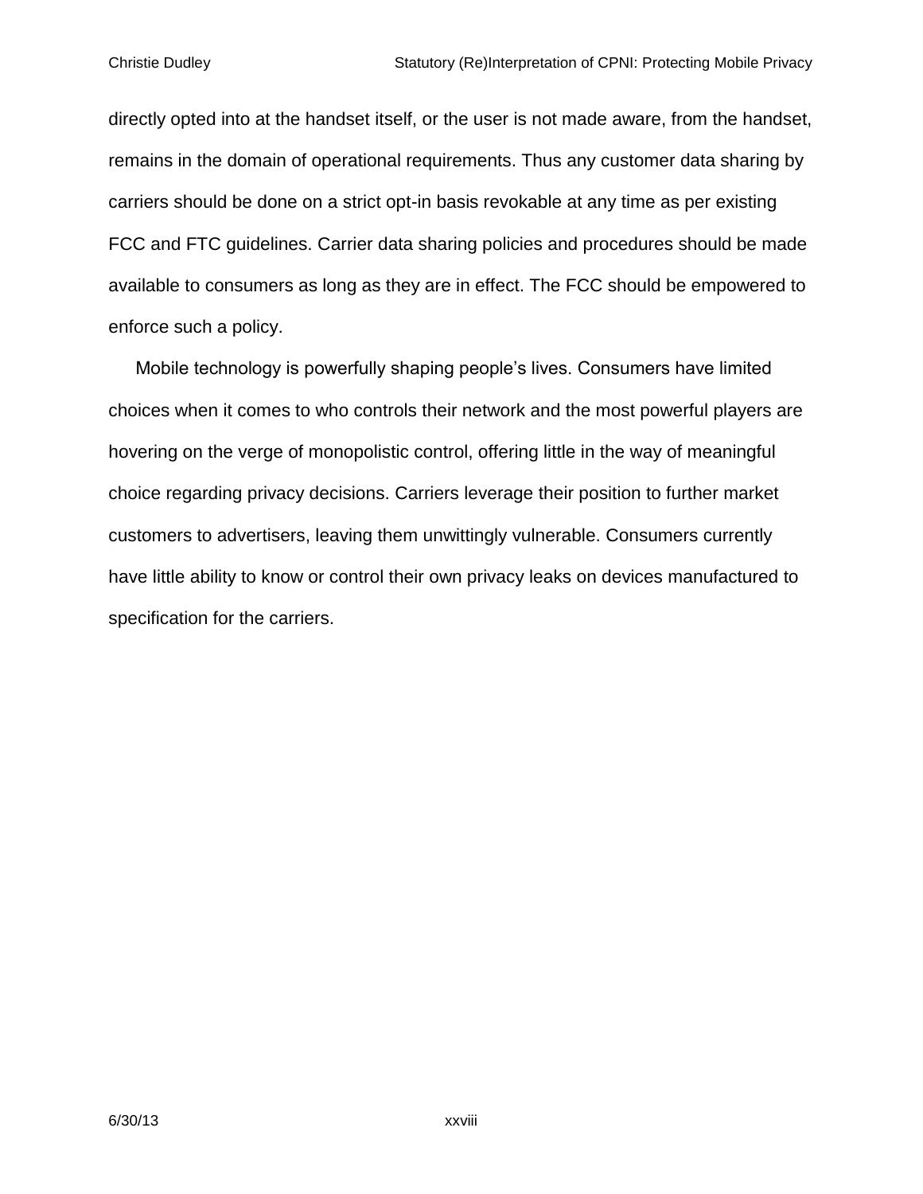directly opted into at the handset itself, or the user is not made aware, from the handset, remains in the domain of operational requirements. Thus any customer data sharing by carriers should be done on a strict opt-in basis revokable at any time as per existing FCC and FTC guidelines. Carrier data sharing policies and procedures should be made available to consumers as long as they are in effect. The FCC should be empowered to enforce such a policy.

Mobile technology is powerfully shaping people's lives. Consumers have limited choices when it comes to who controls their network and the most powerful players are hovering on the verge of monopolistic control, offering little in the way of meaningful choice regarding privacy decisions. Carriers leverage their position to further market customers to advertisers, leaving them unwittingly vulnerable. Consumers currently have little ability to know or control their own privacy leaks on devices manufactured to specification for the carriers.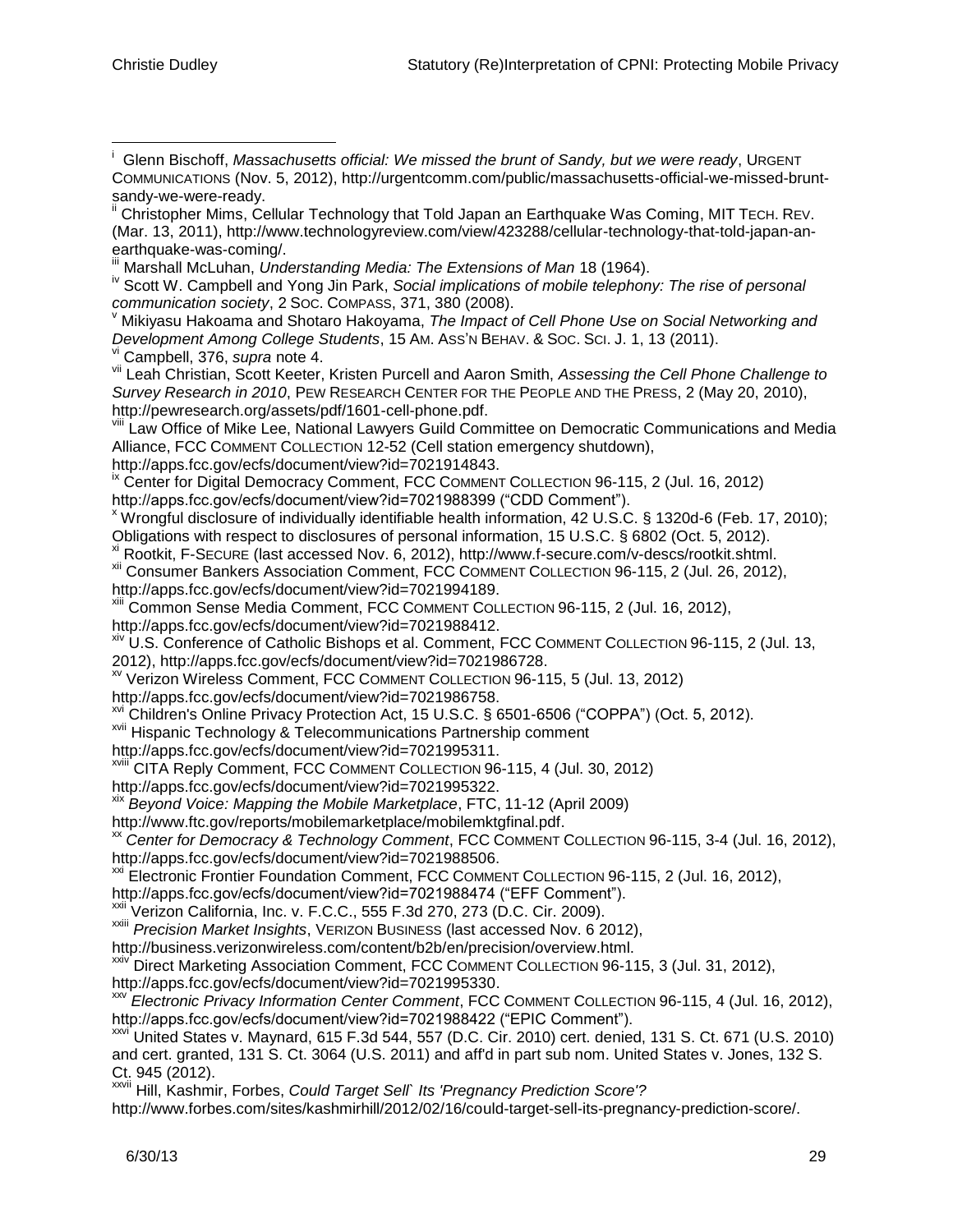[i] Glenn Bischoff, *Massachusetts official: We missed the brunt of Sandy, but we were ready*, URGENT COMMUNICATIONS (Nov. 5, 2012), http://urgentcomm.com/public/massachusetts-official-we-missed-brunt-sandy-we-were-ready.

[ii] Christopher Mims, Cellular Technology that Told Japan an Earthquake Was Coming, MIT TECH. REV. (Mar. 13, 2011), http://www.technologyreview.com/view/423288/cellular-technology-that-told-japan-an-earthquake-was-coming/.

[iii] Marshall McLuhan, *Understanding Media: The Extensions of Man* 18 (1964).

[iv] Scott W. Campbell and Yong Jin Park, *Social implications of mobile telephony: The rise of personal communication society*, 2 SOC. COMPASS, 371, 380 (2008).

[v] Mikiyasu Hakoama and Shotaro Hakoyama, *The Impact of Cell Phone Use on Social Networking and Development Among College Students*, 15 AM. ASS'N BEHAV. & SOC. SCI. J. 1, 13 (2011).

[vi] Campbell, 376, *supra* note 4.

[vii] Leah Christian, Scott Keeter, Kristen Purcell and Aaron Smith, *Assessing the Cell Phone Challenge to Survey Research in 2010*, PEW RESEARCH CENTER FOR THE PEOPLE AND THE PRESS, 2 (May 20, 2010), http://pewresearch.org/assets/pdf/1601-cell-phone.pdf.

[viii] Law Office of Mike Lee, National Lawyers Guild Committee on Democratic Communications and Media Alliance, FCC COMMENT COLLECTION 12-52 (Cell station emergency shutdown), http://apps.fcc.gov/ecfs/document/view?id=7021914843.

[ix] Center for Digital Democracy Comment, FCC COMMENT COLLECTION 96-115, 2 (Jul. 16, 2012) http://apps.fcc.gov/ecfs/document/view?id=7021988399 ("CDD Comment").

[x] Wrongful disclosure of individually identifiable health information, 42 U.S.C. § 1320d-6 (Feb. 17, 2010); Obligations with respect to disclosures of personal information, 15 U.S.C. § 6802 (Oct. 5, 2012).

[xi] Rootkit, F-SECURE (last accessed Nov. 6, 2012), http://www.f-secure.com/v-descs/rootkit.shtml.

[xii] Consumer Bankers Association Comment, FCC COMMENT COLLECTION 96-115, 2 (Jul. 26, 2012), http://apps.fcc.gov/ecfs/document/view?id=7021994189.

[xiii] Common Sense Media Comment, FCC COMMENT COLLECTION 96-115, 2 (Jul. 16, 2012), http://apps.fcc.gov/ecfs/document/view?id=7021988412.

[xiv] U.S. Conference of Catholic Bishops et al. Comment, FCC COMMENT COLLECTION 96-115, 2 (Jul. 13, 2012), http://apps.fcc.gov/ecfs/document/view?id=7021986728.

[xv] Verizon Wireless Comment, FCC COMMENT COLLECTION 96-115, 5 (Jul. 13, 2012) http://apps.fcc.gov/ecfs/document/view?id=7021986758.

[xvi] Children's Online Privacy Protection Act, 15 U.S.C. § 6501-6506 ("COPPA") (Oct. 5, 2012).

[xvii] Hispanic Technology & Telecommunications Partnership comment http://apps.fcc.gov/ecfs/document/view?id=7021995311.

[xviii] CITA Reply Comment, FCC COMMENT COLLECTION 96-115, 4 (Jul. 30, 2012) http://apps.fcc.gov/ecfs/document/view?id=7021995322.

[xix] *Beyond Voice: Mapping the Mobile Marketplace*, FTC, 11-12 (April 2009) http://www.ftc.gov/reports/mobilemarketplace/mobilemktgfinal.pdf.

[xx] *Center for Democracy & Technology Comment*, FCC COMMENT COLLECTION 96-115, 3-4 (Jul. 16, 2012), http://apps.fcc.gov/ecfs/document/view?id=7021988506.

[xxi] Electronic Frontier Foundation Comment, FCC COMMENT COLLECTION 96-115, 2 (Jul. 16, 2012), http://apps.fcc.gov/ecfs/document/view?id=7021988474 ("EFF Comment").

[xxii] Verizon California, Inc. v. F.C.C., 555 F.3d 270, 273 (D.C. Cir. 2009).

[xxiii] *Precision Market Insights*, VERIZON BUSINESS (last accessed Nov. 6 2012), http://business.verizonwireless.com/content/b2b/en/precision/overview.html.

[xxiv] Direct Marketing Association Comment, FCC COMMENT COLLECTION 96-115, 3 (Jul. 31, 2012), http://apps.fcc.gov/ecfs/document/view?id=7021995330.

[xxv] *Electronic Privacy Information Center Comment*, FCC COMMENT COLLECTION 96-115, 4 (Jul. 16, 2012), http://apps.fcc.gov/ecfs/document/view?id=7021988422 ("EPIC Comment").

[xxvi] United States v. Maynard, 615 F.3d 544, 557 (D.C. Cir. 2010) cert. denied, 131 S. Ct. 671 (U.S. 2010) and cert. granted, 131 S. Ct. 3064 (U.S. 2011) and aff'd in part sub nom. United States v. Jones, 132 S. Ct. 945 (2012).

[xxvii] Hill, Kashmir, Forbes, *Could Target Sell` Its 'Pregnancy Prediction Score'?* http://www.forbes.com/sites/kashmirhill/2012/02/16/could-target-sell-its-pregnancy-prediction-score/.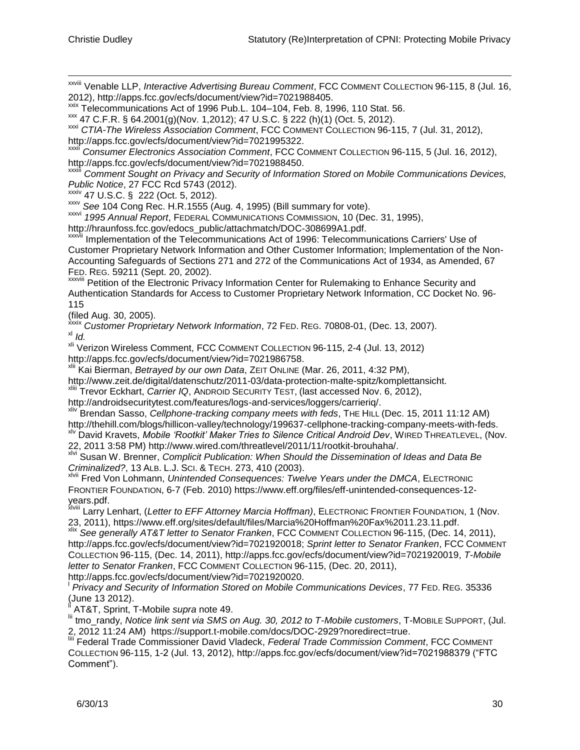[xxviii] Venable LLP, *Interactive Advertising Bureau Comment*, FCC COMMENT COLLECTION 96-115, 8 (Jul. 16, 2012), http://apps.fcc.gov/ecfs/document/view?id=7021988405.

[xxix] Telecommunications Act of 1996 Pub.L. 104–104, Feb. 8, 1996, 110 Stat. 56.

[xxx] 47 C.F.R. § 64.2001(g)(Nov. 1,2012); 47 U.S.C. § 222 (h)(1) (Oct. 5, 2012).

[xxxi] *CTIA-The Wireless Association Comment*, FCC COMMENT COLLECTION 96-115, 7 (Jul. 31, 2012), http://apps.fcc.gov/ecfs/document/view?id=7021995322.

[xxxii] *Consumer Electronics Association Comment*, FCC COMMENT COLLECTION 96-115, 5 (Jul. 16, 2012), http://apps.fcc.gov/ecfs/document/view?id=7021988450.

[xxxiii] *Comment Sought on Privacy and Security of Information Stored on Mobile Communications Devices, Public Notice*, 27 FCC Rcd 5743 (2012).

[xxxiv] 47 U.S.C. § 222 (Oct. 5, 2012).

[xxxv] *See* 104 Cong Rec. H.R.1555 (Aug. 4, 1995) (Bill summary for vote).

[xxxvi] *1995 Annual Report*, FEDERAL COMMUNICATIONS COMMISSION, 10 (Dec. 31, 1995), http://hraunfoss.fcc.gov/edocs_public/attachmatch/DOC-308699A1.pdf.

[xxxvii] Implementation of the Telecommunications Act of 1996: Telecommunications Carriers' Use of Customer Proprietary Network Information and Other Customer Information; Implementation of the Non-Accounting Safeguards of Sections 271 and 272 of the Communications Act of 1934, as Amended, 67 FED. REG. 59211 (Sept. 20, 2002).

[xxxviii] Petition of the Electronic Privacy Information Center for Rulemaking to Enhance Security and Authentication Standards for Access to Customer Proprietary Network Information, CC Docket No. 96-115

(filed Aug. 30, 2005).

[xxxix] *Customer Proprietary Network Information*, 72 FED. REG. 70808-01, (Dec. 13, 2007).

[xl] *Id.*

[xli] Verizon Wireless Comment, FCC COMMENT COLLECTION 96-115, 2-4 (Jul. 13, 2012) http://apps.fcc.gov/ecfs/document/view?id=7021986758.

[xlii] Kai Bierman, *Betrayed by our own Data*, ZEIT ONLINE (Mar. 26, 2011, 4:32 PM), http://www.zeit.de/digital/datenschutz/2011-03/data-protection-malte-spitz/komplettansicht.

[xliii] Trevor Eckhart, *Carrier IQ*, ANDROID SECURITY TEST, (last accessed Nov. 6, 2012), http://androidsecuritytest.com/features/logs-and-services/loggers/carrieriq/.

[xliv] Brendan Sasso, *Cellphone-tracking company meets with feds*, THE HILL (Dec. 15, 2011 11:12 AM) http://thehill.com/blogs/hillicon-valley/technology/199637-cellphone-tracking-company-meets-with-feds.

[xlv] David Kravets, *Mobile 'Rootkit' Maker Tries to Silence Critical Android Dev*, WIRED THREATLEVEL, (Nov. 22, 2011 3:58 PM) http://www.wired.com/threatlevel/2011/11/rootkit-brouhaha/.

[xlvi] Susan W. Brenner, *Complicit Publication: When Should the Dissemination of Ideas and Data Be Criminalized?*, 13 ALB. L.J. SCI. & TECH. 273, 410 (2003).

[xlvii] Fred Von Lohmann, *Unintended Consequences: Twelve Years under the DMCA*, ELECTRONIC FRONTIER FOUNDATION, 6-7 (Feb. 2010) https://www.eff.org/files/eff-unintended-consequences-12-years.pdf.

[xlviii] Larry Lenhart, (*Letter to EFF Attorney Marcia Hoffman)*, ELECTRONIC FRONTIER FOUNDATION, 1 (Nov. 23, 2011), https://www.eff.org/sites/default/files/Marcia%20Hoffman%20Fax%2011.23.11.pdf.

[xlix] *See generally AT&T letter to Senator Franken*, FCC COMMENT COLLECTION 96-115, (Dec. 14, 2011), http://apps.fcc.gov/ecfs/document/view?id=7021920018; *Sprint letter to Senator Franken*, FCC COMMENT COLLECTION 96-115, (Dec. 14, 2011), http://apps.fcc.gov/ecfs/document/view?id=7021920019, *T-Mobile letter to Senator Franken*, FCC COMMENT COLLECTION 96-115, (Dec. 20, 2011), http://apps.fcc.gov/ecfs/document/view?id=7021920020.

[l] *Privacy and Security of Information Stored on Mobile Communications Devices*, 77 FED. REG. 35336 (June 13 2012).

[li] AT&T, Sprint, T-Mobile *supra* note 49.

[lii] tmo_randy, *Notice link sent via SMS on Aug. 30, 2012 to T-Mobile customers*, T-MOBILE SUPPORT, (Jul. 2, 2012 11:24 AM) https://support.t-mobile.com/docs/DOC-2929?noredirect=true.

[liii] Federal Trade Commissioner David Vladeck, *Federal Trade Commission Comment*, FCC COMMENT COLLECTION 96-115, 1-2 (Jul. 13, 2012), http://apps.fcc.gov/ecfs/document/view?id=7021988379 ("FTC Comment").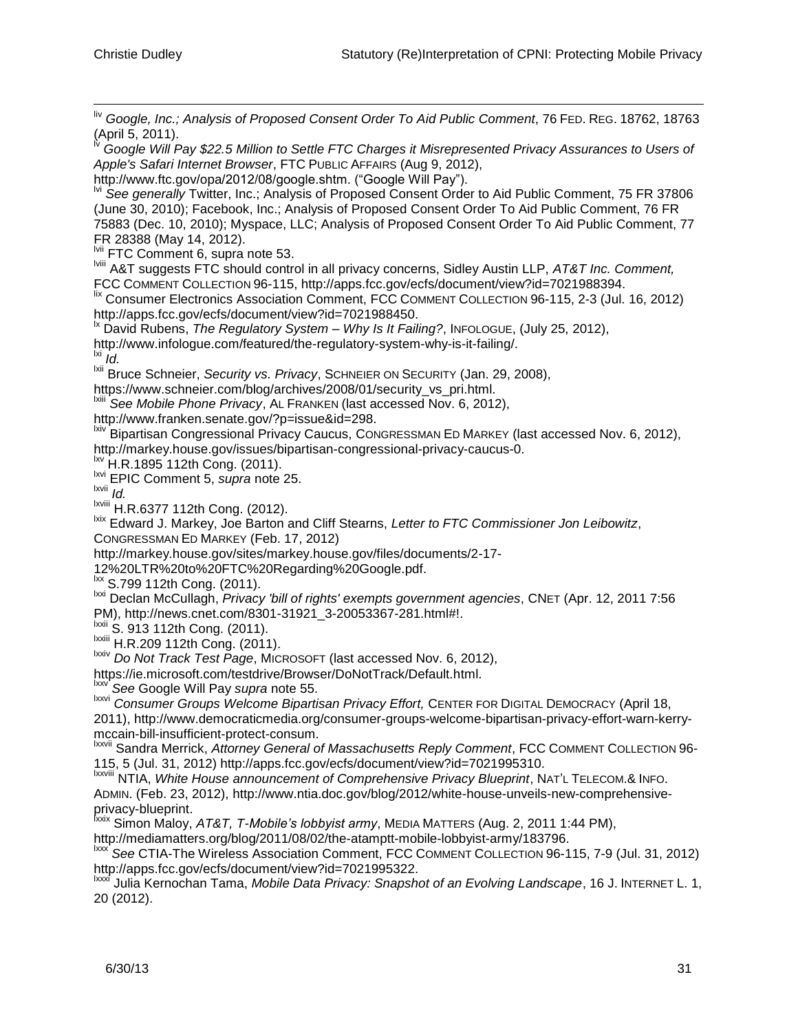[liv] *Google, Inc.; Analysis of Proposed Consent Order To Aid Public Comment*, 76 FED. REG. 18762, 18763 (April 5, 2011).

[lv] *Google Will Pay $22.5 Million to Settle FTC Charges it Misrepresented Privacy Assurances to Users of Apple's Safari Internet Browser*, FTC PUBLIC AFFAIRS (Aug 9, 2012), http://www.ftc.gov/opa/2012/08/google.shtm. ("Google Will Pay").

[lvi] *See generally* Twitter, Inc.; Analysis of Proposed Consent Order to Aid Public Comment, 75 FR 37806 (June 30, 2010); Facebook, Inc.; Analysis of Proposed Consent Order To Aid Public Comment, 76 FR 75883 (Dec. 10, 2010); Myspace, LLC; Analysis of Proposed Consent Order To Aid Public Comment, 77 FR 28388 (May 14, 2012).

[lvii] FTC Comment 6, supra note 53.

[lviii] A&T suggests FTC should control in all privacy concerns, Sidley Austin LLP, *AT&T Inc. Comment,* FCC COMMENT COLLECTION 96-115, http://apps.fcc.gov/ecfs/document/view?id=7021988394.

[lix] Consumer Electronics Association Comment, FCC COMMENT COLLECTION 96-115, 2-3 (Jul. 16, 2012) http://apps.fcc.gov/ecfs/document/view?id=7021988450.

[lx] David Rubens, *The Regulatory System – Why Is It Failing?*, INFOLOGUE, (July 25, 2012), http://www.infologue.com/featured/the-regulatory-system-why-is-it-failing/.

[lxi] *Id.*

[lxii] Bruce Schneier, *Security vs. Privacy*, SCHNEIER ON SECURITY (Jan. 29, 2008), https://www.schneier.com/blog/archives/2008/01/security_vs_pri.html.

[lxiii] *See Mobile Phone Privacy*, AL FRANKEN (last accessed Nov. 6, 2012), http://www.franken.senate.gov/?p=issue&id=298.

[lxiv] Bipartisan Congressional Privacy Caucus, CONGRESSMAN ED MARKEY (last accessed Nov. 6, 2012), http://markey.house.gov/issues/bipartisan-congressional-privacy-caucus-0.

[lxv] H.R.1895 112th Cong. (2011).

[lxvi] EPIC Comment 5, *supra* note 25.

[lxvii] *Id.*

[lxviii] H.R.6377 112th Cong. (2012).

[lxix] Edward J. Markey, Joe Barton and Cliff Stearns, *Letter to FTC Commissioner Jon Leibowitz*, CONGRESSMAN ED MARKEY (Feb. 17, 2012) http://markey.house.gov/sites/markey.house.gov/files/documents/2-17-12%20LTR%20to%20FTC%20Regarding%20Google.pdf.

[lxx] S.799 112th Cong. (2011).

[lxxi] Declan McCullagh, *Privacy 'bill of rights' exempts government agencies*, CNET (Apr. 12, 2011 7:56 PM), http://news.cnet.com/8301-31921_3-20053367-281.html#!.

[lxxii] S. 913 112th Cong. (2011).

[lxxiii] H.R.209 112th Cong. (2011).

[lxxiv] *Do Not Track Test Page*, MICROSOFT (last accessed Nov. 6, 2012), https://ie.microsoft.com/testdrive/Browser/DoNotTrack/Default.html.

[lxxv] *See* Google Will Pay *supra* note 55.

[lxxvi] *Consumer Groups Welcome Bipartisan Privacy Effort,* CENTER FOR DIGITAL DEMOCRACY (April 18, 2011), http://www.democraticmedia.org/consumer-groups-welcome-bipartisan-privacy-effort-warn-kerry-mccain-bill-insufficient-protect-consum.

[lxxvii] Sandra Merrick, *Attorney General of Massachusetts Reply Comment*, FCC COMMENT COLLECTION 96-115, 5 (Jul. 31, 2012) http://apps.fcc.gov/ecfs/document/view?id=7021995310.

[lxxviii] NTIA, *White House announcement of Comprehensive Privacy Blueprint*, NAT'L TELECOM.& INFO. ADMIN. (Feb. 23, 2012), http://www.ntia.doc.gov/blog/2012/white-house-unveils-new-comprehensive-privacy-blueprint.

[lxxix] Simon Maloy, *AT&T, T-Mobile's lobbyist army*, MEDIA MATTERS (Aug. 2, 2011 1:44 PM), http://mediamatters.org/blog/2011/08/02/the-atamptt-mobile-lobbyist-army/183796.

[lxxx] *See* CTIA-The Wireless Association Comment, FCC COMMENT COLLECTION 96-115, 7-9 (Jul. 31, 2012) http://apps.fcc.gov/ecfs/document/view?id=7021995322.

[lxxxi] Julia Kernochan Tama, *Mobile Data Privacy: Snapshot of an Evolving Landscape*, 16 J. INTERNET L. 1, 20 (2012).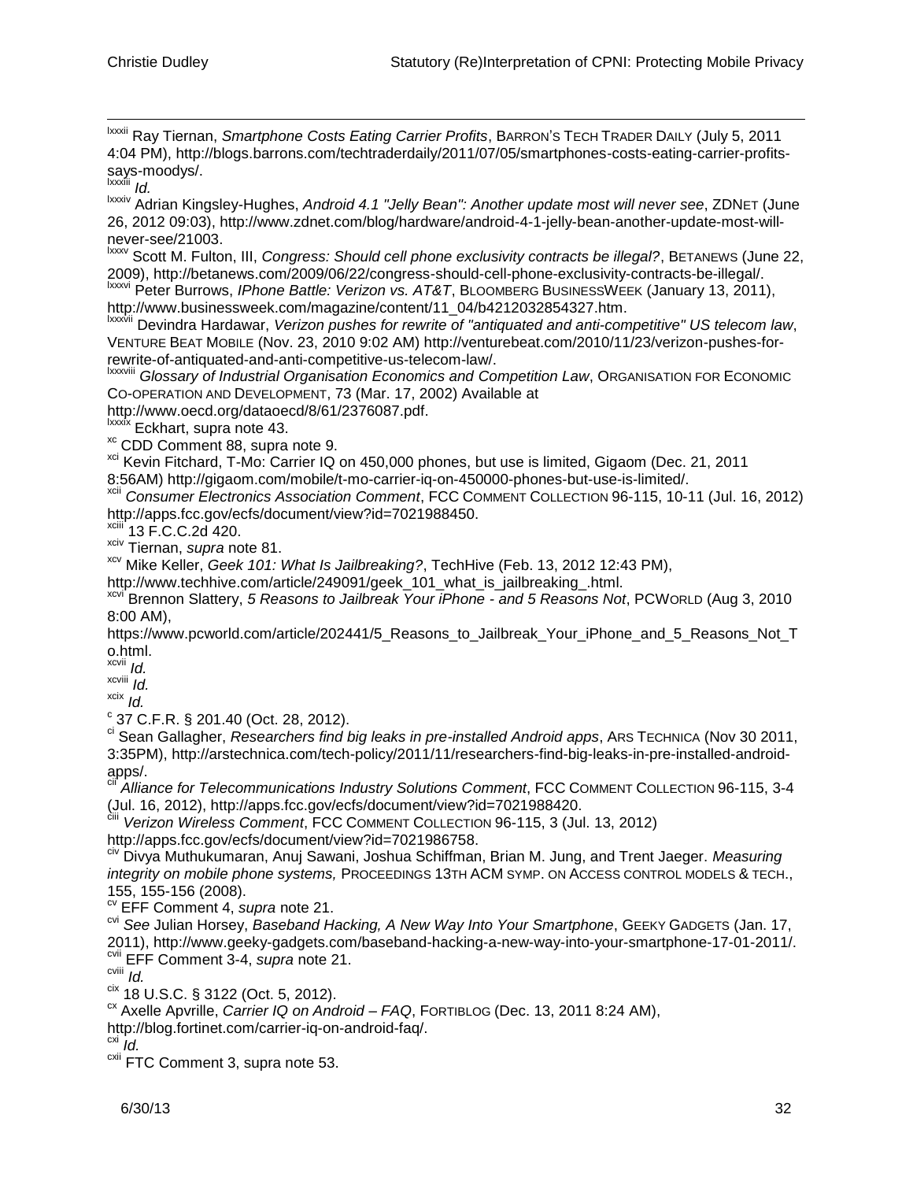[lxxxii] Ray Tiernan, *Smartphone Costs Eating Carrier Profits*, BARRON'S TECH TRADER DAILY (July 5, 2011 4:04 PM), http://blogs.barrons.com/techtraderdaily/2011/07/05/smartphones-costs-eating-carrier-profits-says-moodys/.

[lxxxiii] *Id.*

[lxxxiv] Adrian Kingsley-Hughes, *Android 4.1 "Jelly Bean": Another update most will never see*, ZDNET (June 26, 2012 09:03), http://www.zdnet.com/blog/hardware/android-4-1-jelly-bean-another-update-most-will-never-see/21003.

[lxxxv] Scott M. Fulton, III, *Congress: Should cell phone exclusivity contracts be illegal?*, BETANEWS (June 22, 2009), http://betanews.com/2009/06/22/congress-should-cell-phone-exclusivity-contracts-be-illegal/.

[lxxxvi] Peter Burrows, *IPhone Battle: Verizon vs. AT&T*, BLOOMBERG BUSINESSWEEK (January 13, 2011), http://www.businessweek.com/magazine/content/11_04/b4212032854327.htm.

[lxxxvii] Devindra Hardawar, *Verizon pushes for rewrite of "antiquated and anti-competitive" US telecom law*, VENTURE BEAT MOBILE (Nov. 23, 2010 9:02 AM) http://venturebeat.com/2010/11/23/verizon-pushes-for-rewrite-of-antiquated-and-anti-competitive-us-telecom-law/.

[lxxxviii] *Glossary of Industrial Organisation Economics and Competition Law*, ORGANISATION FOR ECONOMIC CO-OPERATION AND DEVELOPMENT, 73 (Mar. 17, 2002) Available at http://www.oecd.org/dataoecd/8/61/2376087.pdf.

[lxxxix] Eckhart, supra note 43.

[xc] CDD Comment 88, supra note 9.

[xci] Kevin Fitchard, T-Mo: Carrier IQ on 450,000 phones, but use is limited, Gigaom (Dec. 21, 2011 8:56AM) http://gigaom.com/mobile/t-mo-carrier-iq-on-450000-phones-but-use-is-limited/.

[xcii] *Consumer Electronics Association Comment*, FCC COMMENT COLLECTION 96-115, 10-11 (Jul. 16, 2012) http://apps.fcc.gov/ecfs/document/view?id=7021988450.

[xciii] 13 F.C.C.2d 420.

[xciv] Tiernan, *supra* note 81.

[xcv] Mike Keller, *Geek 101: What Is Jailbreaking?*, TechHive (Feb. 13, 2012 12:43 PM), http://www.techhive.com/article/249091/geek_101_what_is_jailbreaking_.html.

[xcvi] Brennon Slattery, *5 Reasons to Jailbreak Your iPhone - and 5 Reasons Not*, PCWORLD (Aug 3, 2010 8:00 AM), https://www.pcworld.com/article/202441/5_Reasons_to_Jailbreak_Your_iPhone_and_5_Reasons_Not_To.html.

[xcvii] *Id.*

[xcviii] *Id.*

[xcix] *Id.*

[c] 37 C.F.R. § 201.40 (Oct. 28, 2012).

[ci] Sean Gallagher, *Researchers find big leaks in pre-installed Android apps*, ARS TECHNICA (Nov 30 2011, 3:35PM), http://arstechnica.com/tech-policy/2011/11/researchers-find-big-leaks-in-pre-installed-android-apps/.

[cii] *Alliance for Telecommunications Industry Solutions Comment*, FCC COMMENT COLLECTION 96-115, 3-4 (Jul. 16, 2012), http://apps.fcc.gov/ecfs/document/view?id=7021988420.

[ciii] *Verizon Wireless Comment*, FCC COMMENT COLLECTION 96-115, 3 (Jul. 13, 2012) http://apps.fcc.gov/ecfs/document/view?id=7021986758.

[civ] Divya Muthukumaran, Anuj Sawani, Joshua Schiffman, Brian M. Jung, and Trent Jaeger. *Measuring integrity on mobile phone systems,* PROCEEDINGS 13TH ACM SYMP. ON ACCESS CONTROL MODELS & TECH., 155, 155-156 (2008).

[cv] EFF Comment 4, *supra* note 21.

[cvi] *See* Julian Horsey, *Baseband Hacking, A New Way Into Your Smartphone*, GEEKY GADGETS (Jan. 17, 2011), http://www.geeky-gadgets.com/baseband-hacking-a-new-way-into-your-smartphone-17-01-2011/.

[cvii] EFF Comment 3-4, *supra* note 21.

[cviii] *Id.*

[cix] 18 U.S.C. § 3122 (Oct. 5, 2012).

[cx] Axelle Apvrille, *Carrier IQ on Android – FAQ*, FORTIBLOG (Dec. 13, 2011 8:24 AM), http://blog.fortinet.com/carrier-iq-on-android-faq/.

[cxi] *Id.*

[cxii] FTC Comment 3, supra note 53.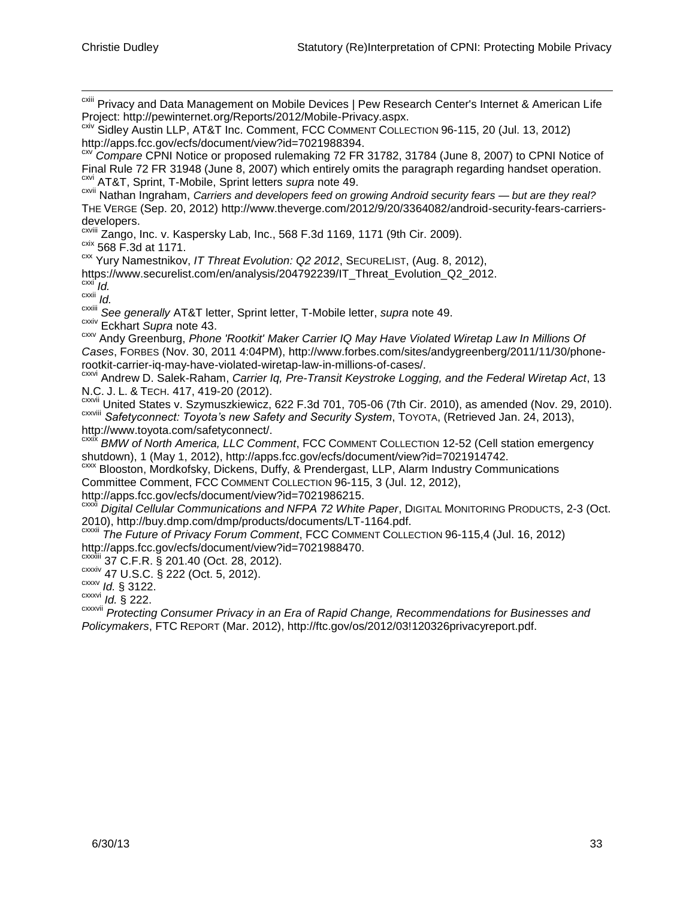[cxiii] Privacy and Data Management on Mobile Devices | Pew Research Center's Internet & American Life Project: http://pewinternet.org/Reports/2012/Mobile-Privacy.aspx.

[cxiv] Sidley Austin LLP, AT&T Inc. Comment, FCC COMMENT COLLECTION 96-115, 20 (Jul. 13, 2012) http://apps.fcc.gov/ecfs/document/view?id=7021988394.

[cxv] *Compare* CPNI Notice or proposed rulemaking 72 FR 31782, 31784 (June 8, 2007) to CPNI Notice of Final Rule 72 FR 31948 (June 8, 2007) which entirely omits the paragraph regarding handset operation.

[cxvi] AT&T, Sprint, T-Mobile, Sprint letters *supra* note 49.

[cxvii] Nathan Ingraham, *Carriers and developers feed on growing Android security fears — but are they real?* THE VERGE (Sep. 20, 2012) http://www.theverge.com/2012/9/20/3364082/android-security-fears-carriers-developers.

[cxviii] Zango, Inc. v. Kaspersky Lab, Inc., 568 F.3d 1169, 1171 (9th Cir. 2009).

[cxix] 568 F.3d at 1171.

[cxx] Yury Namestnikov, *IT Threat Evolution: Q2 2012*, SECURELIST, (Aug. 8, 2012), https://www.securelist.com/en/analysis/204792239/IT_Threat_Evolution_Q2_2012.

[cxxi] *Id.*

[cxxii] *Id.*

[cxxiii] *See generally* AT&T letter, Sprint letter, T-Mobile letter, *supra* note 49.

[cxxiv] Eckhart *Supra* note 43.

[cxxv] Andy Greenburg, *Phone 'Rootkit' Maker Carrier IQ May Have Violated Wiretap Law In Millions Of Cases*, FORBES (Nov. 30, 2011 4:04PM), http://www.forbes.com/sites/andygreenberg/2011/11/30/phone-rootkit-carrier-iq-may-have-violated-wiretap-law-in-millions-of-cases/.

[cxxvi] Andrew D. Salek-Raham, *Carrier Iq, Pre-Transit Keystroke Logging, and the Federal Wiretap Act*, 13 N.C. J. L. & TECH. 417, 419-20 (2012).

[cxxvii] United States v. Szymuszkiewicz, 622 F.3d 701, 705-06 (7th Cir. 2010), as amended (Nov. 29, 2010).

[cxxviii] *Safetyconnect: Toyota's new Safety and Security System*, TOYOTA, (Retrieved Jan. 24, 2013), http://www.toyota.com/safetyconnect/.

[cxxix] *BMW of North America, LLC Comment*, FCC COMMENT COLLECTION 12-52 (Cell station emergency shutdown), 1 (May 1, 2012), http://apps.fcc.gov/ecfs/document/view?id=7021914742.

[cxxx] Blooston, Mordkofsky, Dickens, Duffy, & Prendergast, LLP, Alarm Industry Communications Committee Comment, FCC COMMENT COLLECTION 96-115, 3 (Jul. 12, 2012), http://apps.fcc.gov/ecfs/document/view?id=7021986215.

[cxxxi] *Digital Cellular Communications and NFPA 72 White Paper*, DIGITAL MONITORING PRODUCTS, 2-3 (Oct. 2010), http://buy.dmp.com/dmp/products/documents/LT-1164.pdf.

[cxxxii] *The Future of Privacy Forum Comment*, FCC COMMENT COLLECTION 96-115,4 (Jul. 16, 2012) http://apps.fcc.gov/ecfs/document/view?id=7021988470.

[cxxxiii] 37 C.F.R. § 201.40 (Oct. 28, 2012).

[cxxxiv] 47 U.S.C. § 222 (Oct. 5, 2012).

[cxxxv] *Id.* § 3122.

[cxxxvi] *Id.* § 222.

[cxxxvii] *Protecting Consumer Privacy in an Era of Rapid Change, Recommendations for Businesses and Policymakers*, FTC REPORT (Mar. 2012), http://ftc.gov/os/2012/03!120326privacyreport.pdf.